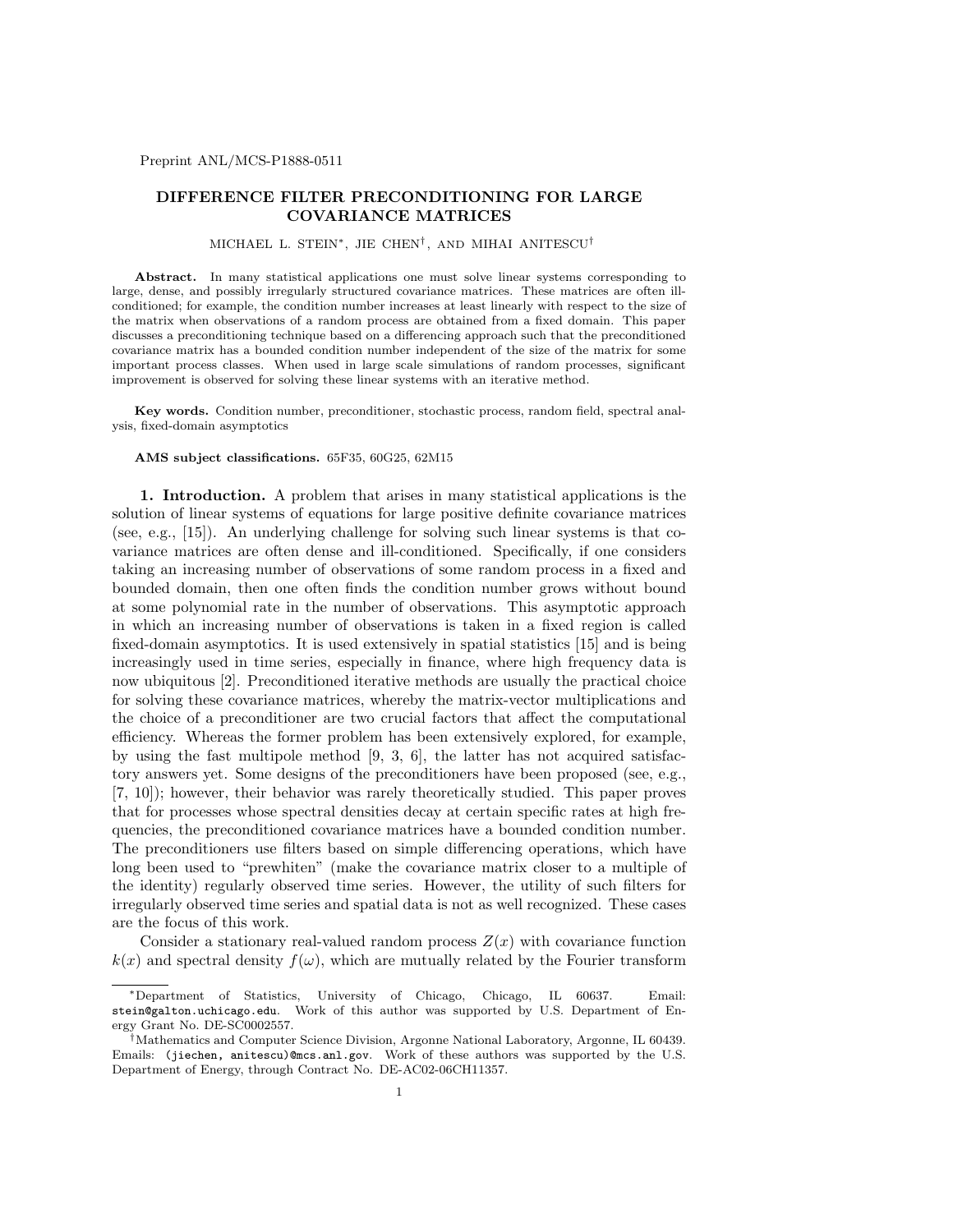Preprint ANL/MCS-P1888-0511

# DIFFERENCE FILTER PRECONDITIONING FOR LARGE COVARIANCE MATRICES

MICHAEL L. STEIN[*], JIE CHEN[†], AND MIHAI ANITESCU[†]

**Abstract.** In many statistical applications one must solve linear systems corresponding to large, dense, and possibly irregularly structured covariance matrices. These matrices are often ill-conditioned; for example, the condition number increases at least linearly with respect to the size of the matrix when observations of a random process are obtained from a fixed domain. This paper discusses a preconditioning technique based on a differencing approach such that the preconditioned covariance matrix has a bounded condition number independent of the size of the matrix for some important process classes. When used in large scale simulations of random processes, significant improvement is observed for solving these linear systems with an iterative method.

**Key words.** Condition number, preconditioner, stochastic process, random field, spectral analysis, fixed-domain asymptotics

**AMS subject classifications.** 65F35, 60G25, 62M15

## 1. Introduction.

A problem that arises in many statistical applications is the solution of linear systems of equations for large positive definite covariance matrices (see, e.g., [15]). An underlying challenge for solving such linear systems is that covariance matrices are often dense and ill-conditioned. Specifically, if one considers taking an increasing number of observations of some random process in a fixed and bounded domain, then one often finds the condition number grows without bound at some polynomial rate in the number of observations. This asymptotic approach in which an increasing number of observations is taken in a fixed region is called fixed-domain asymptotics. It is used extensively in spatial statistics [15] and is being increasingly used in time series, especially in finance, where high frequency data is now ubiquitous [2]. Preconditioned iterative methods are usually the practical choice for solving these covariance matrices, whereby the matrix-vector multiplications and the choice of a preconditioner are two crucial factors that affect the computational efficiency. Whereas the former problem has been extensively explored, for example, by using the fast multipole method [9, 3, 6], the latter has not acquired satisfactory answers yet. Some designs of the preconditioners have been proposed (see, e.g., [7, 10]); however, their behavior was rarely theoretically studied. This paper proves that for processes whose spectral densities decay at certain specific rates at high frequencies, the preconditioned covariance matrices have a bounded condition number. The preconditioners use filters based on simple differencing operations, which have long been used to "prewhiten" (make the covariance matrix closer to a multiple of the identity) regularly observed time series. However, the utility of such filters for irregularly observed time series and spatial data is not as well recognized. These cases are the focus of this work.

Consider a stationary real-valued random process $Z(x)$ with covariance function $k(x)$ and spectral density $f(\omega)$, which are mutually related by the Fourier transform

---

[*]Department of Statistics, University of Chicago, Chicago, IL 60637. Email: stein@galton.uchicago.edu. Work of this author was supported by U.S. Department of Energy Grant No. DE-SC0002557.

[†]Mathematics and Computer Science Division, Argonne National Laboratory, Argonne, IL 60439. Emails: (jiechen, anitescu)@mcs.anl.gov. Work of these authors was supported by the U.S. Department of Energy, through Contract No. DE-AC02-06CH11357.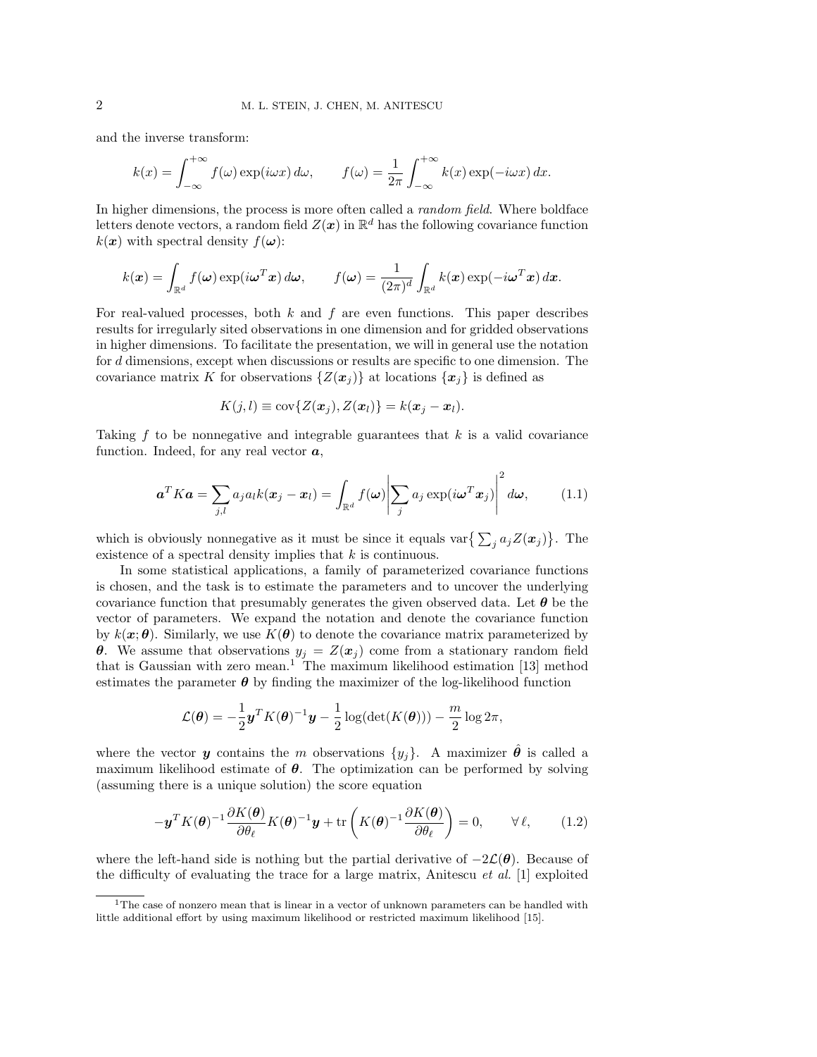and the inverse transform:

$$k(x) = \int_{-\infty}^{+\infty} f(\omega) \exp(i\omega x)\, d\omega, \qquad f(\omega) = \frac{1}{2\pi} \int_{-\infty}^{+\infty} k(x) \exp(-i\omega x)\, dx.$$

In higher dimensions, the process is more often called a *random field*. Where boldface letters denote vectors, a random field $Z(\boldsymbol{x})$ in $\mathbb{R}^d$ has the following covariance function $k(\boldsymbol{x})$ with spectral density $f(\boldsymbol{\omega})$:

$$k(\boldsymbol{x}) = \int_{\mathbb{R}^d} f(\boldsymbol{\omega}) \exp(i\boldsymbol{\omega}^T \boldsymbol{x})\, d\boldsymbol{\omega}, \qquad f(\boldsymbol{\omega}) = \frac{1}{(2\pi)^d} \int_{\mathbb{R}^d} k(\boldsymbol{x}) \exp(-i\boldsymbol{\omega}^T \boldsymbol{x})\, d\boldsymbol{x}.$$

For real-valued processes, both $k$ and $f$ are even functions. This paper describes results for irregularly sited observations in one dimension and for gridded observations in higher dimensions. To facilitate the presentation, we will in general use the notation for $d$ dimensions, except when discussions or results are specific to one dimension. The covariance matrix $K$ for observations $\{Z(\boldsymbol{x}_j)\}$ at locations $\{\boldsymbol{x}_j\}$ is defined as

$$K(j,l) \equiv \operatorname{cov}\{Z(\boldsymbol{x}_j), Z(\boldsymbol{x}_l)\} = k(\boldsymbol{x}_j - \boldsymbol{x}_l).$$

Taking $f$ to be nonnegative and integrable guarantees that $k$ is a valid covariance function. Indeed, for any real vector $\boldsymbol{a}$,

$$\boldsymbol{a}^T K \boldsymbol{a} = \sum_{j,l} a_j a_l k(\boldsymbol{x}_j - \boldsymbol{x}_l) = \int_{\mathbb{R}^d} f(\boldsymbol{\omega}) \left| \sum_j a_j \exp(i\boldsymbol{\omega}^T \boldsymbol{x}_j) \right|^2 d\boldsymbol{\omega}, \tag{1.1}$$

which is obviously nonnegative as it must be since it equals $\operatorname{var}\{\sum_j a_j Z(\boldsymbol{x}_j)\}$. The existence of a spectral density implies that $k$ is continuous.

In some statistical applications, a family of parameterized covariance functions is chosen, and the task is to estimate the parameters and to uncover the underlying covariance function that presumably generates the given observed data. Let $\boldsymbol{\theta}$ be the vector of parameters. We expand the notation and denote the covariance function by $k(\boldsymbol{x}; \boldsymbol{\theta})$. Similarly, we use $K(\boldsymbol{\theta})$ to denote the covariance matrix parameterized by $\boldsymbol{\theta}$. We assume that observations $y_j = Z(\boldsymbol{x}_j)$ come from a stationary random field that is Gaussian with zero mean.[1] The maximum likelihood estimation [13] method estimates the parameter $\boldsymbol{\theta}$ by finding the maximizer of the log-likelihood function

$$\mathcal{L}(\boldsymbol{\theta}) = -\frac{1}{2} \boldsymbol{y}^T K(\boldsymbol{\theta})^{-1} \boldsymbol{y} - \frac{1}{2} \log(\det(K(\boldsymbol{\theta}))) - \frac{m}{2} \log 2\pi,$$

where the vector $\boldsymbol{y}$ contains the $m$ observations $\{y_j\}$. A maximizer $\hat{\boldsymbol{\theta}}$ is called a maximum likelihood estimate of $\boldsymbol{\theta}$. The optimization can be performed by solving (assuming there is a unique solution) the score equation

$$-\boldsymbol{y}^T K(\boldsymbol{\theta})^{-1} \frac{\partial K(\boldsymbol{\theta})}{\partial \theta_\ell} K(\boldsymbol{\theta})^{-1} \boldsymbol{y} + \operatorname{tr}\left( K(\boldsymbol{\theta})^{-1} \frac{\partial K(\boldsymbol{\theta})}{\partial \theta_\ell} \right) = 0, \qquad \forall\, \ell, \tag{1.2}$$

where the left-hand side is nothing but the partial derivative of $-2\mathcal{L}(\boldsymbol{\theta})$. Because of the difficulty of evaluating the trace for a large matrix, Anitescu *et al.* [1] exploited

---

[1] The case of nonzero mean that is linear in a vector of unknown parameters can be handled with little additional effort by using maximum likelihood or restricted maximum likelihood [15].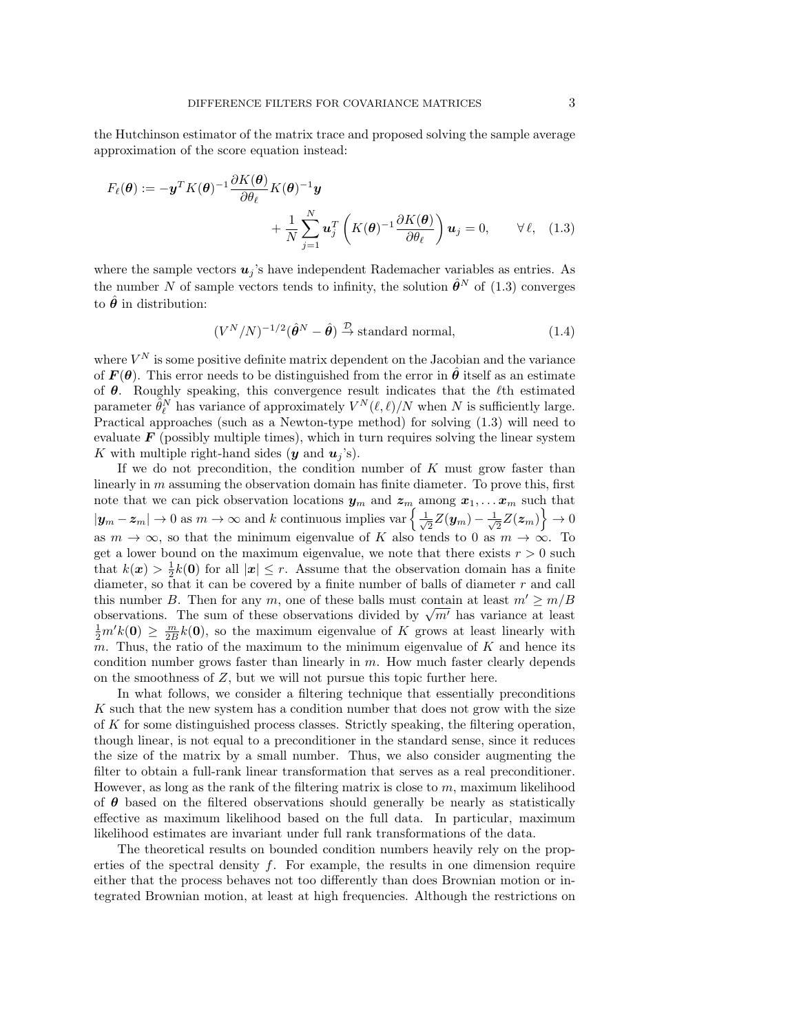the Hutchinson estimator of the matrix trace and proposed solving the sample average approximation of the score equation instead:

$$F_\ell(\boldsymbol{\theta}) := -\boldsymbol{y}^T K(\boldsymbol{\theta})^{-1} \frac{\partial K(\boldsymbol{\theta})}{\partial \theta_\ell} K(\boldsymbol{\theta})^{-1} \boldsymbol{y} + \frac{1}{N} \sum_{j=1}^{N} \boldsymbol{u}_j^T \left( K(\boldsymbol{\theta})^{-1} \frac{\partial K(\boldsymbol{\theta})}{\partial \theta_\ell} \right) \boldsymbol{u}_j = 0, \qquad \forall \ell, \quad (1.3)$$

where the sample vectors $\boldsymbol{u}_j$'s have independent Rademacher variables as entries. As the number $N$ of sample vectors tends to infinity, the solution $\hat{\boldsymbol{\theta}}^N$ of (1.3) converges to $\hat{\boldsymbol{\theta}}$ in distribution:

$$(V^N/N)^{-1/2}(\hat{\boldsymbol{\theta}}^N - \hat{\boldsymbol{\theta}}) \xrightarrow{\mathcal{D}} \text{standard normal}, \quad (1.4)$$

where $V^N$ is some positive definite matrix dependent on the Jacobian and the variance of $\boldsymbol{F}(\boldsymbol{\theta})$. This error needs to be distinguished from the error in $\hat{\boldsymbol{\theta}}$ itself as an estimate of $\boldsymbol{\theta}$. Roughly speaking, this convergence result indicates that the $\ell$th estimated parameter $\hat{\theta}_\ell^N$ has variance of approximately $V^N(\ell,\ell)/N$ when $N$ is sufficiently large. Practical approaches (such as a Newton-type method) for solving (1.3) will need to evaluate $\boldsymbol{F}$ (possibly multiple times), which in turn requires solving the linear system $K$ with multiple right-hand sides ($\boldsymbol{y}$ and $\boldsymbol{u}_j$'s).

If we do not precondition, the condition number of $K$ must grow faster than linearly in $m$ assuming the observation domain has finite diameter. To prove this, first note that we can pick observation locations $\boldsymbol{y}_m$ and $\boldsymbol{z}_m$ among $\boldsymbol{x}_1, \ldots \boldsymbol{x}_m$ such that $|\boldsymbol{y}_m - \boldsymbol{z}_m| \to 0$ as $m \to \infty$ and $k$ continuous implies $\text{var}\left\{ \frac{1}{\sqrt{2}} Z(\boldsymbol{y}_m) - \frac{1}{\sqrt{2}} Z(\boldsymbol{z}_m) \right\} \to 0$ as $m \to \infty$, so that the minimum eigenvalue of $K$ also tends to 0 as $m \to \infty$. To get a lower bound on the maximum eigenvalue, we note that there exists $r > 0$ such that $k(\boldsymbol{x}) > \frac{1}{2} k(\boldsymbol{0})$ for all $|\boldsymbol{x}| \le r$. Assume that the observation domain has a finite diameter, so that it can be covered by a finite number of balls of diameter $r$ and call this number $B$. Then for any $m$, one of these balls must contain at least $m' \ge m/B$ observations. The sum of these observations divided by $\sqrt{m'}$ has variance at least $\frac{1}{2} m' k(\boldsymbol{0}) \ge \frac{m}{2B} k(\boldsymbol{0})$, so the maximum eigenvalue of $K$ grows at least linearly with $m$. Thus, the ratio of the maximum to the minimum eigenvalue of $K$ and hence its condition number grows faster than linearly in $m$. How much faster clearly depends on the smoothness of $Z$, but we will not pursue this topic further here.

In what follows, we consider a filtering technique that essentially preconditions $K$ such that the new system has a condition number that does not grow with the size of $K$ for some distinguished process classes. Strictly speaking, the filtering operation, though linear, is not equal to a preconditioner in the standard sense, since it reduces the size of the matrix by a small number. Thus, we also consider augmenting the filter to obtain a full-rank linear transformation that serves as a real preconditioner. However, as long as the rank of the filtering matrix is close to $m$, maximum likelihood of $\boldsymbol{\theta}$ based on the filtered observations should generally be nearly as statistically effective as maximum likelihood based on the full data. In particular, maximum likelihood estimates are invariant under full rank transformations of the data.

The theoretical results on bounded condition numbers heavily rely on the properties of the spectral density $f$. For example, the results in one dimension require either that the process behaves not too differently than does Brownian motion or integrated Brownian motion, at least at high frequencies. Although the restrictions on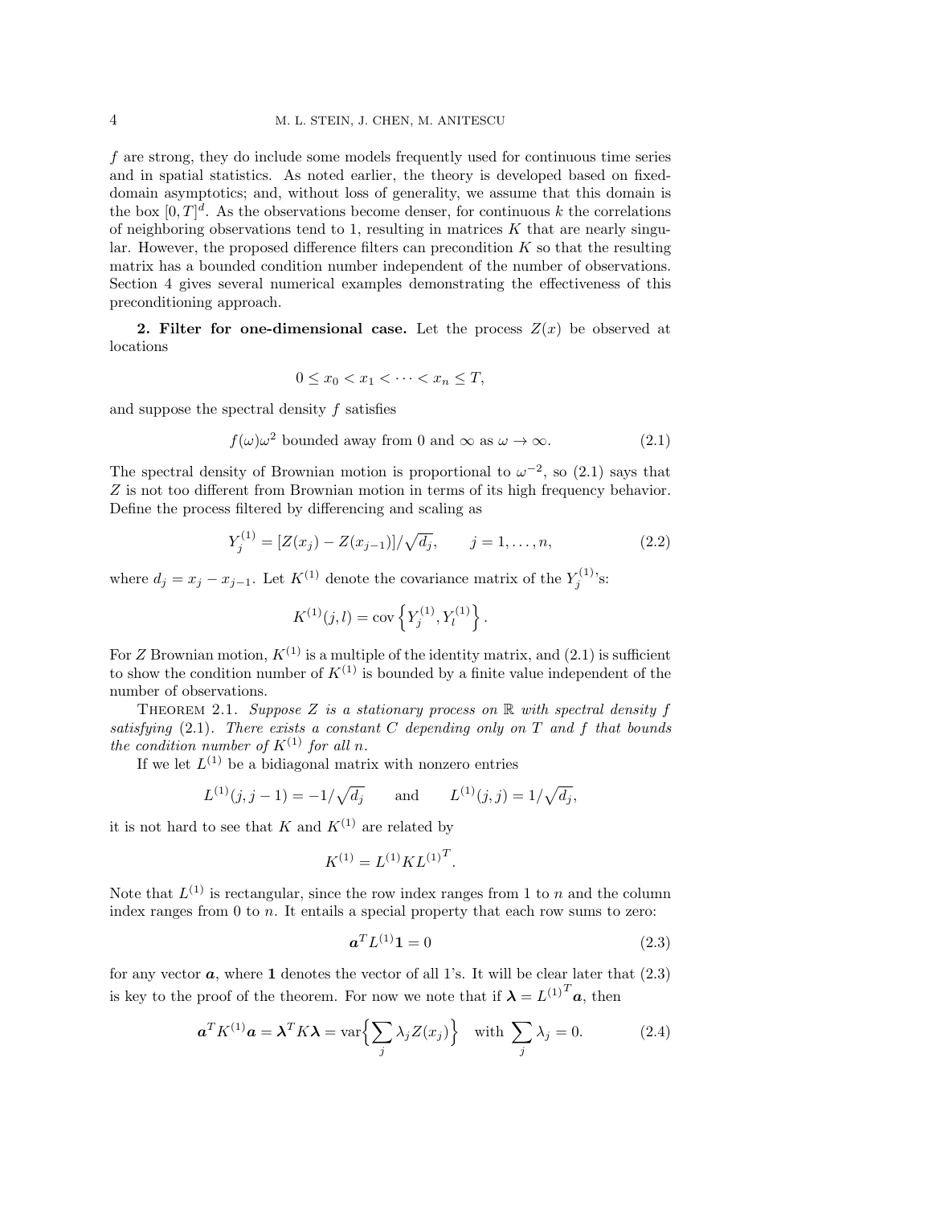$f$ are strong, they do include some models frequently used for continuous time series and in spatial statistics. As noted earlier, the theory is developed based on fixed-domain asymptotics; and, without loss of generality, we assume that this domain is the box $[0, T]^d$. As the observations become denser, for continuous $k$ the correlations of neighboring observations tend to 1, resulting in matrices $K$ that are nearly singular. However, the proposed difference filters can precondition $K$ so that the resulting matrix has a bounded condition number independent of the number of observations. Section 4 gives several numerical examples demonstrating the effectiveness of this preconditioning approach.

## 2. Filter for one-dimensional case.

Let the process $Z(x)$ be observed at locations

$$0 \le x_0 < x_1 < \cdots < x_n \le T,$$

and suppose the spectral density $f$ satisfies

$$f(\omega)\omega^2 \text{ bounded away from 0 and } \infty \text{ as } \omega \to \infty. \tag{2.1}$$

The spectral density of Brownian motion is proportional to $\omega^{-2}$, so (2.1) says that $Z$ is not too different from Brownian motion in terms of its high frequency behavior. Define the process filtered by differencing and scaling as

$$Y_j^{(1)} = [Z(x_j) - Z(x_{j-1})]/\sqrt{d_j}, \qquad j = 1, \ldots, n, \tag{2.2}$$

where $d_j = x_j - x_{j-1}$. Let $K^{(1)}$ denote the covariance matrix of the $Y_j^{(1)}$'s:

$$K^{(1)}(j, l) = \operatorname{cov}\left\{ Y_j^{(1)}, Y_l^{(1)} \right\}.$$

For $Z$ Brownian motion, $K^{(1)}$ is a multiple of the identity matrix, and (2.1) is sufficient to show the condition number of $K^{(1)}$ is bounded by a finite value independent of the number of observations.

THEOREM 2.1. *Suppose $Z$ is a stationary process on $\mathbb{R}$ with spectral density $f$ satisfying* (2.1). *There exists a constant $C$ depending only on $T$ and $f$ that bounds the condition number of $K^{(1)}$ for all $n$.*

If we let $L^{(1)}$ be a bidiagonal matrix with nonzero entries

$$L^{(1)}(j, j-1) = -1/\sqrt{d_j} \qquad \text{and} \qquad L^{(1)}(j, j) = 1/\sqrt{d_j},$$

it is not hard to see that $K$ and $K^{(1)}$ are related by

$$K^{(1)} = L^{(1)} K {L^{(1)}}^T.$$

Note that $L^{(1)}$ is rectangular, since the row index ranges from 1 to $n$ and the column index ranges from 0 to $n$. It entails a special property that each row sums to zero:

$$\boldsymbol{a}^T L^{(1)} \mathbf{1} = 0 \tag{2.3}$$

for any vector $\boldsymbol{a}$, where $\mathbf{1}$ denotes the vector of all 1's. It will be clear later that (2.3) is key to the proof of the theorem. For now we note that if $\boldsymbol{\lambda} = {L^{(1)}}^T \boldsymbol{a}$, then

$$\boldsymbol{a}^T K^{(1)} \boldsymbol{a} = \boldsymbol{\lambda}^T K \boldsymbol{\lambda} = \operatorname{var}\Big\{ \sum_j \lambda_j Z(x_j) \Big\} \quad \text{with } \sum_j \lambda_j = 0. \tag{2.4}$$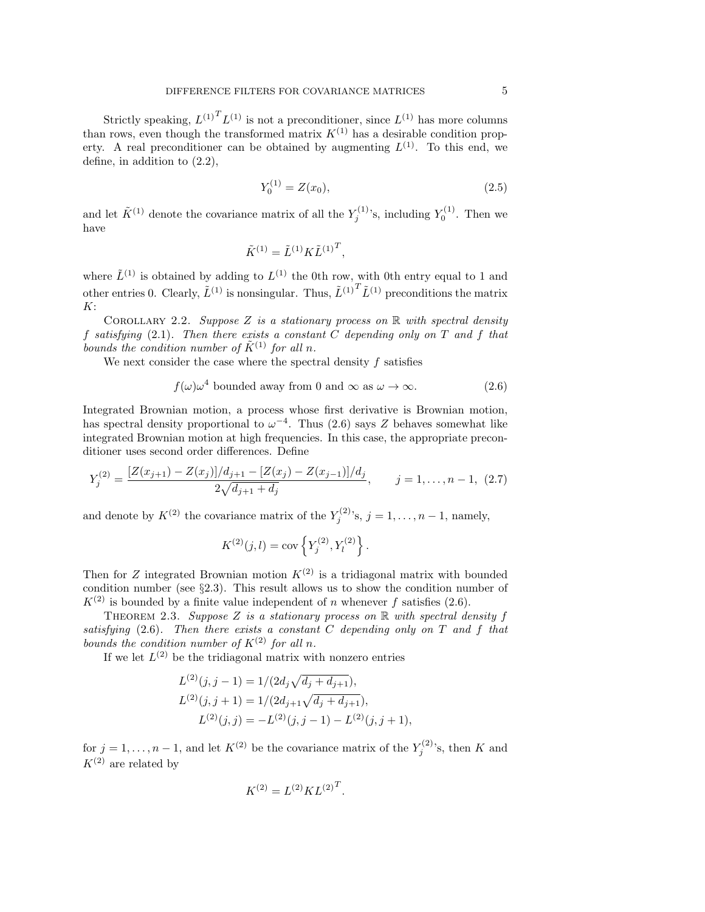Strictly speaking, ${L^{(1)}}^T L^{(1)}$ is not a preconditioner, since $L^{(1)}$ has more columns than rows, even though the transformed matrix $K^{(1)}$ has a desirable condition property. A real preconditioner can be obtained by augmenting $L^{(1)}$. To this end, we define, in addition to (2.2),

$$Y_0^{(1)} = Z(x_0), \tag{2.5}$$

and let $\tilde{K}^{(1)}$ denote the covariance matrix of all the $Y_j^{(1)}$'s, including $Y_0^{(1)}$. Then we have

$$\tilde{K}^{(1)} = \tilde{L}^{(1)} K {\tilde{L}^{(1)}}^T,$$

where $\tilde{L}^{(1)}$ is obtained by adding to $L^{(1)}$ the 0th row, with 0th entry equal to 1 and other entries 0. Clearly, $\tilde{L}^{(1)}$ is nonsingular. Thus, ${\tilde{L}^{(1)}}^T \tilde{L}^{(1)}$ preconditions the matrix $K$:

Corollary 2.2. *Suppose $Z$ is a stationary process on $\mathbb{R}$ with spectral density $f$ satisfying (2.1). Then there exists a constant $C$ depending only on $T$ and $f$ that bounds the condition number of $\tilde{K}^{(1)}$ for all $n$.*

We next consider the case where the spectral density $f$ satisfies

$$f(\omega)\omega^4 \text{ bounded away from 0 and } \infty \text{ as } \omega \to \infty. \tag{2.6}$$

Integrated Brownian motion, a process whose first derivative is Brownian motion, has spectral density proportional to $\omega^{-4}$. Thus (2.6) says $Z$ behaves somewhat like integrated Brownian motion at high frequencies. In this case, the appropriate preconditioner uses second order differences. Define

$$Y_j^{(2)} = \frac{[Z(x_{j+1}) - Z(x_j)]/d_{j+1} - [Z(x_j) - Z(x_{j-1})]/d_j}{2\sqrt{d_{j+1} + d_j}}, \qquad j = 1, \dots, n-1, \tag{2.7}$$

and denote by $K^{(2)}$ the covariance matrix of the $Y_j^{(2)}$'s, $j = 1, \dots, n-1$, namely,

$$K^{(2)}(j, l) = \operatorname{cov}\left\{ Y_j^{(2)}, Y_l^{(2)} \right\}.$$

Then for $Z$ integrated Brownian motion $K^{(2)}$ is a tridiagonal matrix with bounded condition number (see §2.3). This result allows us to show the condition number of $K^{(2)}$ is bounded by a finite value independent of $n$ whenever $f$ satisfies (2.6).

Theorem 2.3. *Suppose $Z$ is a stationary process on $\mathbb{R}$ with spectral density $f$ satisfying (2.6). Then there exists a constant $C$ depending only on $T$ and $f$ that bounds the condition number of $K^{(2)}$ for all $n$.*

If we let $L^{(2)}$ be the tridiagonal matrix with nonzero entries

$$\begin{aligned}
L^{(2)}(j, j-1) &= 1/(2d_j\sqrt{d_j + d_{j+1}}), \\
L^{(2)}(j, j+1) &= 1/(2d_{j+1}\sqrt{d_j + d_{j+1}}), \\
L^{(2)}(j, j) &= -L^{(2)}(j, j-1) - L^{(2)}(j, j+1),
\end{aligned}$$

for $j = 1, \dots, n-1$, and let $K^{(2)}$ be the covariance matrix of the $Y_j^{(2)}$'s, then $K$ and $K^{(2)}$ are related by

$$K^{(2)} = L^{(2)} K {L^{(2)}}^T.$$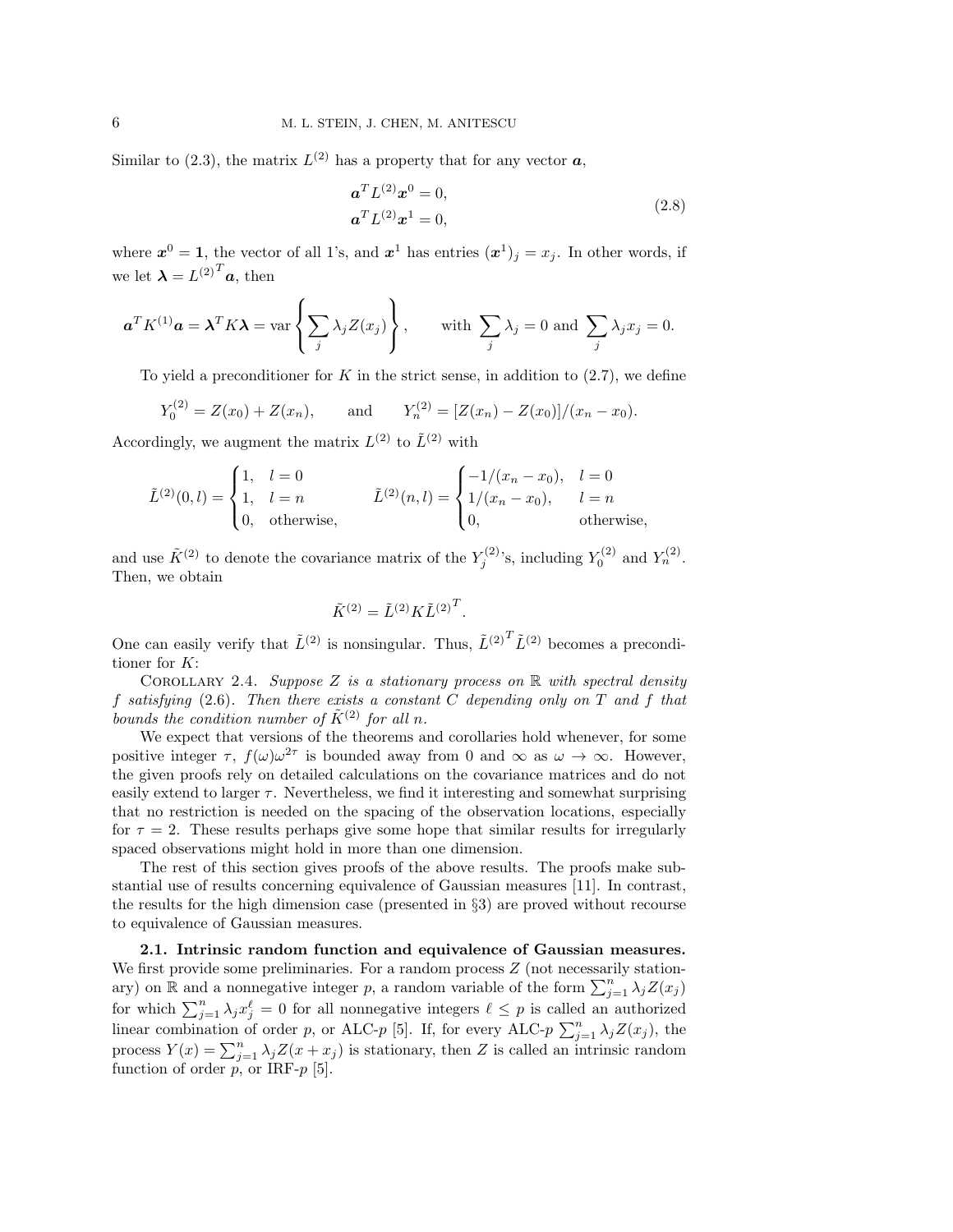Similar to (2.3), the matrix $L^{(2)}$ has a property that for any vector $\boldsymbol{a}$,

$$
\begin{aligned}
\boldsymbol{a}^T L^{(2)} \boldsymbol{x}^0 &= 0, \\
\boldsymbol{a}^T L^{(2)} \boldsymbol{x}^1 &= 0,
\end{aligned}
\tag{2.8}
$$

where $\boldsymbol{x}^0 = \mathbf{1}$, the vector of all 1's, and $\boldsymbol{x}^1$ has entries $(\boldsymbol{x}^1)_j = x_j$. In other words, if we let $\boldsymbol{\lambda} = {L^{(2)}}^T \boldsymbol{a}$, then

$$
\boldsymbol{a}^T K^{(1)} \boldsymbol{a} = \boldsymbol{\lambda}^T K \boldsymbol{\lambda} = \operatorname{var}\left\{ \sum_j \lambda_j Z(x_j) \right\}, \qquad \text{with } \sum_j \lambda_j = 0 \text{ and } \sum_j \lambda_j x_j = 0.
$$

To yield a preconditioner for $K$ in the strict sense, in addition to (2.7), we define

$$
Y_0^{(2)} = Z(x_0) + Z(x_n), \qquad \text{and} \qquad Y_n^{(2)} = [Z(x_n) - Z(x_0)]/(x_n - x_0).
$$

Accordingly, we augment the matrix $L^{(2)}$ to $\tilde{L}^{(2)}$ with

$$
\tilde{L}^{(2)}(0,l) = \begin{cases} 1, & l = 0 \\ 1, & l = n \\ 0, & \text{otherwise,} \end{cases} \qquad \tilde{L}^{(2)}(n,l) = \begin{cases} -1/(x_n - x_0), & l = 0 \\ 1/(x_n - x_0), & l = n \\ 0, & \text{otherwise,} \end{cases}
$$

and use $\tilde{K}^{(2)}$ to denote the covariance matrix of the $Y_j^{(2)}$'s, including $Y_0^{(2)}$ and $Y_n^{(2)}$. Then, we obtain

$$
\tilde{K}^{(2)} = \tilde{L}^{(2)} K {\tilde{L}^{(2)}}^T.
$$

One can easily verify that $\tilde{L}^{(2)}$ is nonsingular. Thus, ${\tilde{L}^{(2)}}^T \tilde{L}^{(2)}$ becomes a preconditioner for $K$:

COROLLARY 2.4. *Suppose $Z$ is a stationary process on $\mathbb{R}$ with spectral density $f$ satisfying* (2.6)*. Then there exists a constant $C$ depending only on $T$ and $f$ that bounds the condition number of $\tilde{K}^{(2)}$ for all $n$.*

We expect that versions of the theorems and corollaries hold whenever, for some positive integer $\tau$, $f(\omega)\omega^{2\tau}$ is bounded away from 0 and $\infty$ as $\omega \to \infty$. However, the given proofs rely on detailed calculations on the covariance matrices and do not easily extend to larger $\tau$. Nevertheless, we find it interesting and somewhat surprising that no restriction is needed on the spacing of the observation locations, especially for $\tau = 2$. These results perhaps give some hope that similar results for irregularly spaced observations might hold in more than one dimension.

The rest of this section gives proofs of the above results. The proofs make substantial use of results concerning equivalence of Gaussian measures [11]. In contrast, the results for the high dimension case (presented in §3) are proved without recourse to equivalence of Gaussian measures.

### 2.1. Intrinsic random function and equivalence of Gaussian measures.

We first provide some preliminaries. For a random process $Z$ (not necessarily stationary) on $\mathbb{R}$ and a nonnegative integer $p$, a random variable of the form $\sum_{j=1}^n \lambda_j Z(x_j)$ for which $\sum_{j=1}^n \lambda_j x_j^\ell = 0$ for all nonnegative integers $\ell \le p$ is called an authorized linear combination of order $p$, or ALC-$p$ [5]. If, for every ALC-$p$ $\sum_{j=1}^n \lambda_j Z(x_j)$, the process $Y(x) = \sum_{j=1}^n \lambda_j Z(x + x_j)$ is stationary, then $Z$ is called an intrinsic random function of order $p$, or IRF-$p$ [5].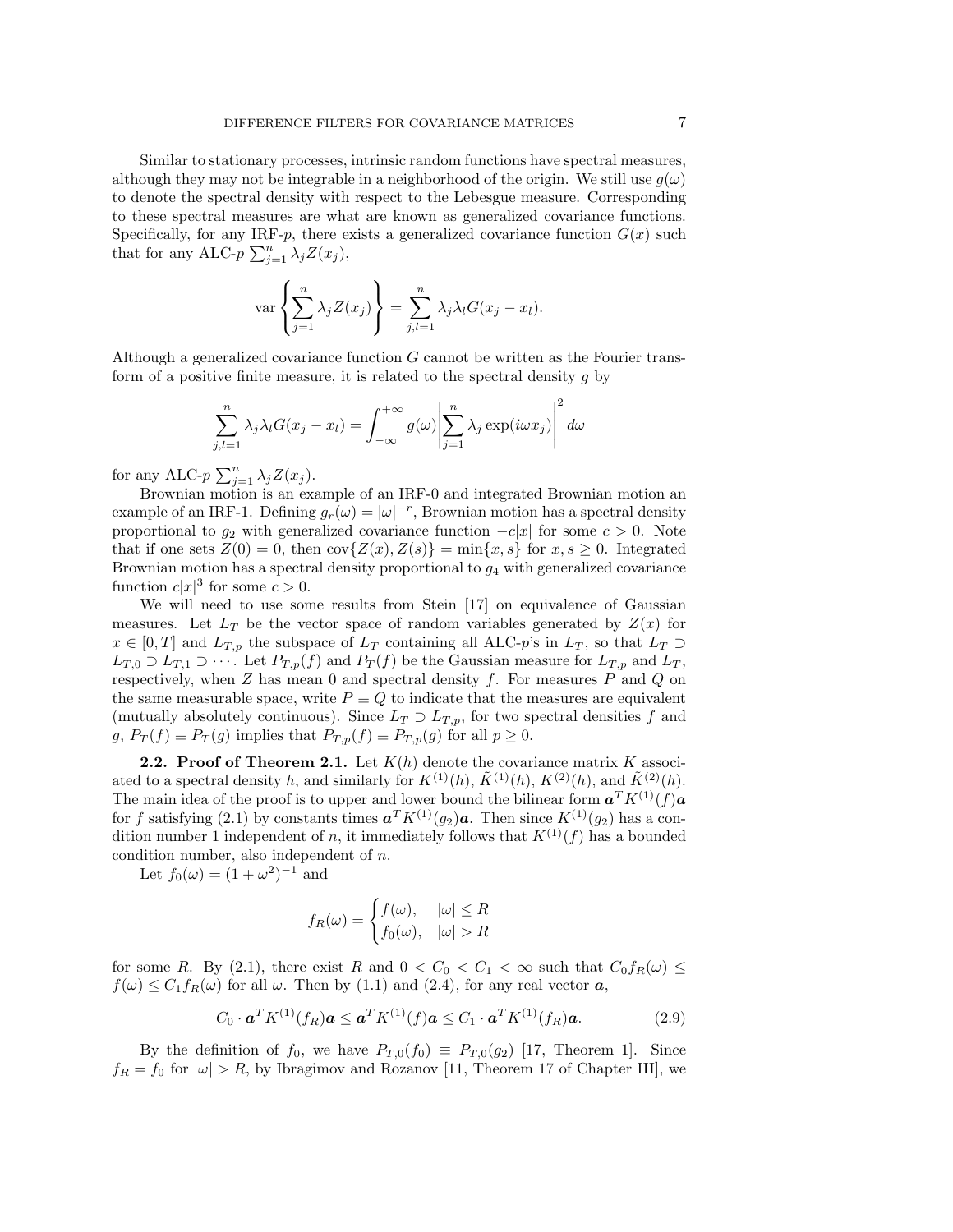Similar to stationary processes, intrinsic random functions have spectral measures, although they may not be integrable in a neighborhood of the origin. We still use $g(\omega)$ to denote the spectral density with respect to the Lebesgue measure. Corresponding to these spectral measures are what are known as generalized covariance functions. Specifically, for any IRF-$p$, there exists a generalized covariance function $G(x)$ such that for any ALC-$p$ $\sum_{j=1}^{n} \lambda_j Z(x_j)$,

$$\operatorname{var}\left\{\sum_{j=1}^{n} \lambda_j Z(x_j)\right\} = \sum_{j,l=1}^{n} \lambda_j \lambda_l G(x_j - x_l).$$

Although a generalized covariance function $G$ cannot be written as the Fourier transform of a positive finite measure, it is related to the spectral density $g$ by

$$\sum_{j,l=1}^{n} \lambda_j \lambda_l G(x_j - x_l) = \int_{-\infty}^{+\infty} g(\omega) \left| \sum_{j=1}^{n} \lambda_j \exp(i\omega x_j) \right|^2 d\omega$$

for any ALC-$p$ $\sum_{j=1}^{n} \lambda_j Z(x_j)$.

Brownian motion is an example of an IRF-0 and integrated Brownian motion an example of an IRF-1. Defining $g_r(\omega) = |\omega|^{-r}$, Brownian motion has a spectral density proportional to $g_2$ with generalized covariance function $-c|x|$ for some $c > 0$. Note that if one sets $Z(0) = 0$, then $\operatorname{cov}\{Z(x), Z(s)\} = \min\{x, s\}$ for $x, s \geq 0$. Integrated Brownian motion has a spectral density proportional to $g_4$ with generalized covariance function $c|x|^3$ for some $c > 0$.

We will need to use some results from Stein [17] on equivalence of Gaussian measures. Let $L_T$ be the vector space of random variables generated by $Z(x)$ for $x \in [0, T]$ and $L_{T,p}$ the subspace of $L_T$ containing all ALC-$p$'s in $L_T$, so that $L_T \supset L_{T,0} \supset L_{T,1} \supset \cdots$. Let $P_{T,p}(f)$ and $P_T(f)$ be the Gaussian measure for $L_{T,p}$ and $L_T$, respectively, when $Z$ has mean 0 and spectral density $f$. For measures $P$ and $Q$ on the same measurable space, write $P \equiv Q$ to indicate that the measures are equivalent (mutually absolutely continuous). Since $L_T \supset L_{T,p}$, for two spectral densities $f$ and $g$, $P_T(f) \equiv P_T(g)$ implies that $P_{T,p}(f) \equiv P_{T,p}(g)$ for all $p \geq 0$.

**2.2. Proof of Theorem 2.1.** Let $K(h)$ denote the covariance matrix $K$ associated to a spectral density $h$, and similarly for $K^{(1)}(h)$, $\tilde{K}^{(1)}(h)$, $K^{(2)}(h)$, and $\tilde{K}^{(2)}(h)$. The main idea of the proof is to upper and lower bound the bilinear form $\boldsymbol{a}^T K^{(1)}(f)\boldsymbol{a}$ for $f$ satisfying (2.1) by constants times $\boldsymbol{a}^T K^{(1)}(g_2)\boldsymbol{a}$. Then since $K^{(1)}(g_2)$ has a condition number 1 independent of $n$, it immediately follows that $K^{(1)}(f)$ has a bounded condition number, also independent of $n$.

Let $f_0(\omega) = (1 + \omega^2)^{-1}$ and

$$f_R(\omega) = \begin{cases} f(\omega), & |\omega| \leq R \\ f_0(\omega), & |\omega| > R \end{cases}$$

for some $R$. By (2.1), there exist $R$ and $0 < C_0 < C_1 < \infty$ such that $C_0 f_R(\omega) \leq f(\omega) \leq C_1 f_R(\omega)$ for all $\omega$. Then by (1.1) and (2.4), for any real vector $\boldsymbol{a}$,

$$C_0 \cdot \boldsymbol{a}^T K^{(1)}(f_R)\boldsymbol{a} \leq \boldsymbol{a}^T K^{(1)}(f)\boldsymbol{a} \leq C_1 \cdot \boldsymbol{a}^T K^{(1)}(f_R)\boldsymbol{a}. \tag{2.9}$$

By the definition of $f_0$, we have $P_{T,0}(f_0) \equiv P_{T,0}(g_2)$ [17, Theorem 1]. Since $f_R = f_0$ for $|\omega| > R$, by Ibragimov and Rozanov [11, Theorem 17 of Chapter III], we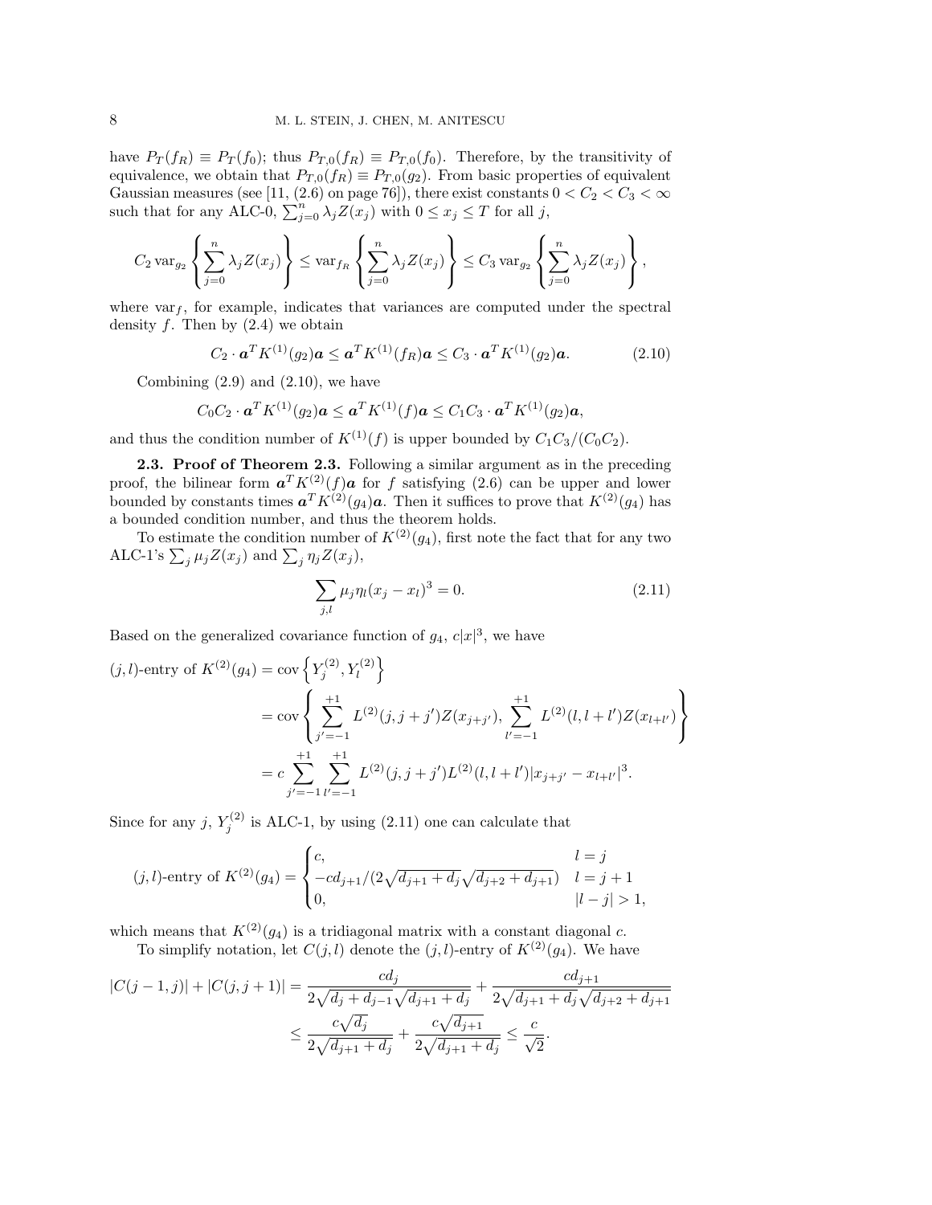have $P_T(f_R) \equiv P_T(f_0)$; thus $P_{T,0}(f_R) \equiv P_{T,0}(f_0)$. Therefore, by the transitivity of equivalence, we obtain that $P_{T,0}(f_R) \equiv P_{T,0}(g_2)$. From basic properties of equivalent Gaussian measures (see [11, (2.6) on page 76]), there exist constants $0 < C_2 < C_3 < \infty$ such that for any ALC-0, $\sum_{j=0}^n \lambda_j Z(x_j)$ with $0 \le x_j \le T$ for all $j$,

$$C_2 \operatorname{var}_{g_2}\left\{\sum_{j=0}^n \lambda_j Z(x_j)\right\} \le \operatorname{var}_{f_R}\left\{\sum_{j=0}^n \lambda_j Z(x_j)\right\} \le C_3 \operatorname{var}_{g_2}\left\{\sum_{j=0}^n \lambda_j Z(x_j)\right\},$$

where $\operatorname{var}_f$, for example, indicates that variances are computed under the spectral density $f$. Then by (2.4) we obtain

$$C_2 \cdot \boldsymbol{a}^T K^{(1)}(g_2)\boldsymbol{a} \le \boldsymbol{a}^T K^{(1)}(f_R)\boldsymbol{a} \le C_3 \cdot \boldsymbol{a}^T K^{(1)}(g_2)\boldsymbol{a}. \tag{2.10}$$

Combining (2.9) and (2.10), we have

$$C_0 C_2 \cdot \boldsymbol{a}^T K^{(1)}(g_2)\boldsymbol{a} \le \boldsymbol{a}^T K^{(1)}(f)\boldsymbol{a} \le C_1 C_3 \cdot \boldsymbol{a}^T K^{(1)}(g_2)\boldsymbol{a},$$

and thus the condition number of $K^{(1)}(f)$ is upper bounded by $C_1C_3/(C_0C_2)$.

**2.3. Proof of Theorem 2.3.** Following a similar argument as in the preceding proof, the bilinear form $\boldsymbol{a}^T K^{(2)}(f)\boldsymbol{a}$ for $f$ satisfying (2.6) can be upper and lower bounded by constants times $\boldsymbol{a}^T K^{(2)}(g_4)\boldsymbol{a}$. Then it suffices to prove that $K^{(2)}(g_4)$ has a bounded condition number, and thus the theorem holds.

To estimate the condition number of $K^{(2)}(g_4)$, first note the fact that for any two ALC-1's $\sum_j \mu_j Z(x_j)$ and $\sum_j \eta_j Z(x_j)$,

$$\sum_{j,l} \mu_j \eta_l (x_j - x_l)^3 = 0. \tag{2.11}$$

Based on the generalized covariance function of $g_4$, $c|x|^3$, we have

$$\begin{aligned}
(j,l)\text{-entry of } K^{(2)}(g_4) &= \operatorname{cov}\left\{Y_j^{(2)}, Y_l^{(2)}\right\} \\
&= \operatorname{cov}\left\{\sum_{j'=-1}^{+1} L^{(2)}(j,j+j')Z(x_{j+j'}), \sum_{l'=-1}^{+1} L^{(2)}(l,l+l')Z(x_{l+l'})\right\} \\
&= c\sum_{j'=-1}^{+1}\sum_{l'=-1}^{+1} L^{(2)}(j,j+j')L^{(2)}(l,l+l')|x_{j+j'} - x_{l+l'}|^3.
\end{aligned}$$

Since for any $j$, $Y_j^{(2)}$ is ALC-1, by using (2.11) one can calculate that

$$(j,l)\text{-entry of } K^{(2)}(g_4) = \begin{cases} c, & l = j \\ -cd_{j+1}/(2\sqrt{d_{j+1}+d_j}\sqrt{d_{j+2}+d_{j+1}}) & l = j+1 \\ 0, & |l-j| > 1, \end{cases}$$

which means that $K^{(2)}(g_4)$ is a tridiagonal matrix with a constant diagonal $c$.

To simplify notation, let $C(j,l)$ denote the $(j,l)$-entry of $K^{(2)}(g_4)$. We have

$$\begin{aligned}
|C(j-1,j)| + |C(j,j+1)| &= \frac{cd_j}{2\sqrt{d_j+d_{j-1}}\sqrt{d_{j+1}+d_j}} + \frac{cd_{j+1}}{2\sqrt{d_{j+1}+d_j}\sqrt{d_{j+2}+d_{j+1}}} \\
&\le \frac{c\sqrt{d_j}}{2\sqrt{d_{j+1}+d_j}} + \frac{c\sqrt{d_{j+1}}}{2\sqrt{d_{j+1}+d_j}} \le \frac{c}{\sqrt{2}}.
\end{aligned}$$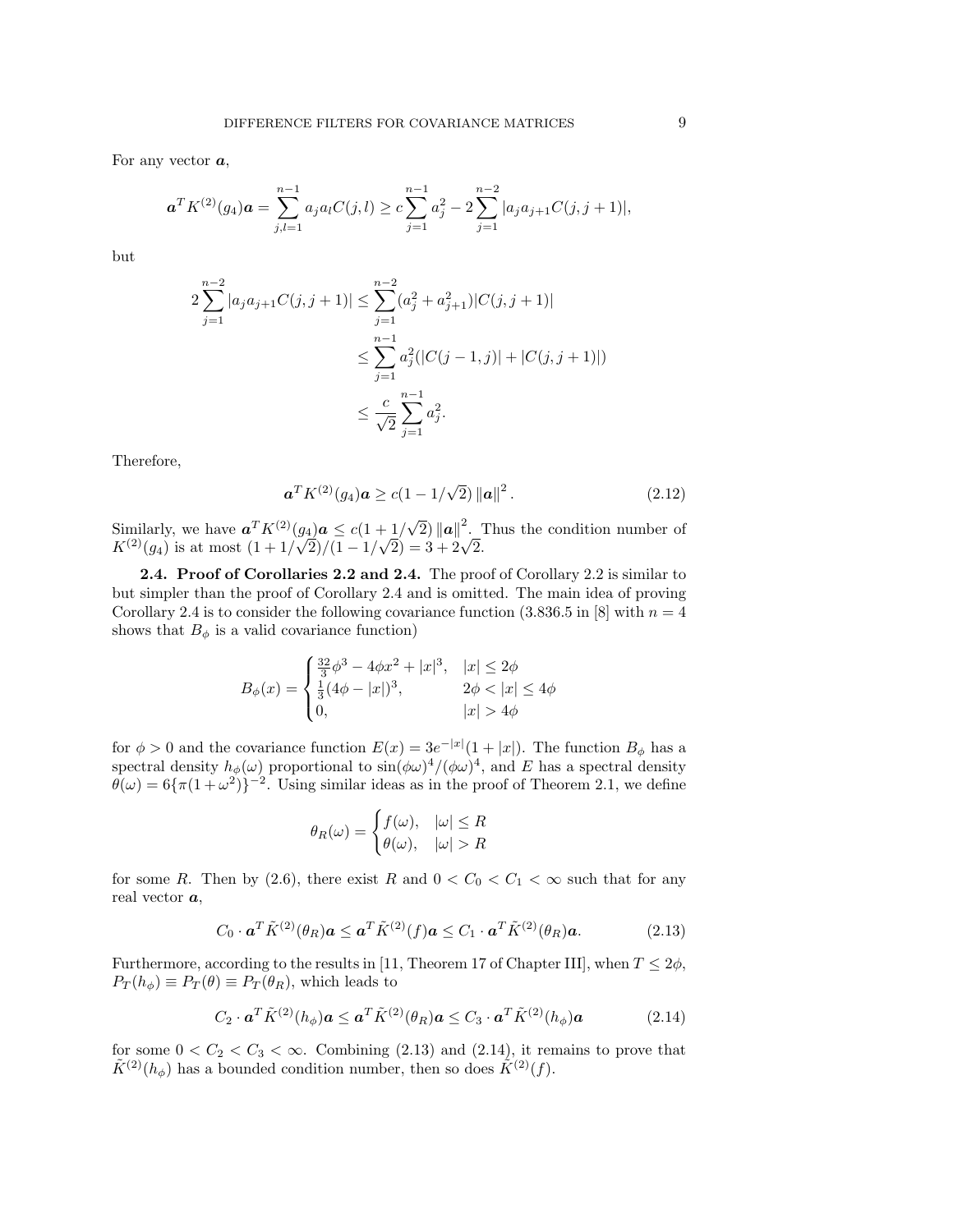For any vector $\boldsymbol{a}$,

$$\boldsymbol{a}^T K^{(2)}(g_4)\boldsymbol{a} = \sum_{j,l=1}^{n-1} a_j a_l C(j,l) \geq c\sum_{j=1}^{n-1} a_j^2 - 2\sum_{j=1}^{n-2} |a_j a_{j+1} C(j,j+1)|,$$

but

$$\begin{aligned}
2\sum_{j=1}^{n-2} |a_j a_{j+1} C(j,j+1)| &\leq \sum_{j=1}^{n-2} (a_j^2 + a_{j+1}^2)|C(j,j+1)| \\
&\leq \sum_{j=1}^{n-1} a_j^2 (|C(j-1,j)| + |C(j,j+1)|) \\
&\leq \frac{c}{\sqrt{2}} \sum_{j=1}^{n-1} a_j^2.
\end{aligned}$$

Therefore,

$$\boldsymbol{a}^T K^{(2)}(g_4)\boldsymbol{a} \geq c(1 - 1/\sqrt{2}) \left\|\boldsymbol{a}\right\|^2. \tag{2.12}$$

Similarly, we have $\boldsymbol{a}^T K^{(2)}(g_4)\boldsymbol{a} \leq c(1 + 1/\sqrt{2}) \left\|\boldsymbol{a}\right\|^2$. Thus the condition number of $K^{(2)}(g_4)$ is at most $(1 + 1/\sqrt{2})/(1 - 1/\sqrt{2}) = 3 + 2\sqrt{2}$.

**2.4. Proof of Corollaries 2.2 and 2.4.** The proof of Corollary 2.2 is similar to but simpler than the proof of Corollary 2.4 and is omitted. The main idea of proving Corollary 2.4 is to consider the following covariance function (3.836.5 in [8] with $n = 4$ shows that $B_\phi$ is a valid covariance function)

$$B_\phi(x) = \begin{cases} \frac{32}{3}\phi^3 - 4\phi x^2 + |x|^3, & |x| \leq 2\phi \\ \frac{1}{3}(4\phi - |x|)^3, & 2\phi < |x| \leq 4\phi \\ 0, & |x| > 4\phi \end{cases}$$

for $\phi > 0$ and the covariance function $E(x) = 3e^{-|x|}(1 + |x|)$. The function $B_\phi$ has a spectral density $h_\phi(\omega)$ proportional to $\sin(\phi\omega)^4/(\phi\omega)^4$, and $E$ has a spectral density $\theta(\omega) = 6\{\pi(1 + \omega^2)\}^{-2}$. Using similar ideas as in the proof of Theorem 2.1, we define

$$\theta_R(\omega) = \begin{cases} f(\omega), & |\omega| \leq R \\ \theta(\omega), & |\omega| > R \end{cases}$$

for some $R$. Then by (2.6), there exist $R$ and $0 < C_0 < C_1 < \infty$ such that for any real vector $\boldsymbol{a}$,

$$C_0 \cdot \boldsymbol{a}^T \tilde{K}^{(2)}(\theta_R)\boldsymbol{a} \leq \boldsymbol{a}^T \tilde{K}^{(2)}(f)\boldsymbol{a} \leq C_1 \cdot \boldsymbol{a}^T \tilde{K}^{(2)}(\theta_R)\boldsymbol{a}. \tag{2.13}$$

Furthermore, according to the results in [11, Theorem 17 of Chapter III], when $T \leq 2\phi$, $P_T(h_\phi) \equiv P_T(\theta) \equiv P_T(\theta_R)$, which leads to

$$C_2 \cdot \boldsymbol{a}^T \tilde{K}^{(2)}(h_\phi)\boldsymbol{a} \leq \boldsymbol{a}^T \tilde{K}^{(2)}(\theta_R)\boldsymbol{a} \leq C_3 \cdot \boldsymbol{a}^T \tilde{K}^{(2)}(h_\phi)\boldsymbol{a} \tag{2.14}$$

for some $0 < C_2 < C_3 < \infty$. Combining (2.13) and (2.14), it remains to prove that $\tilde{K}^{(2)}(h_\phi)$ has a bounded condition number, then so does $\tilde{K}^{(2)}(f)$.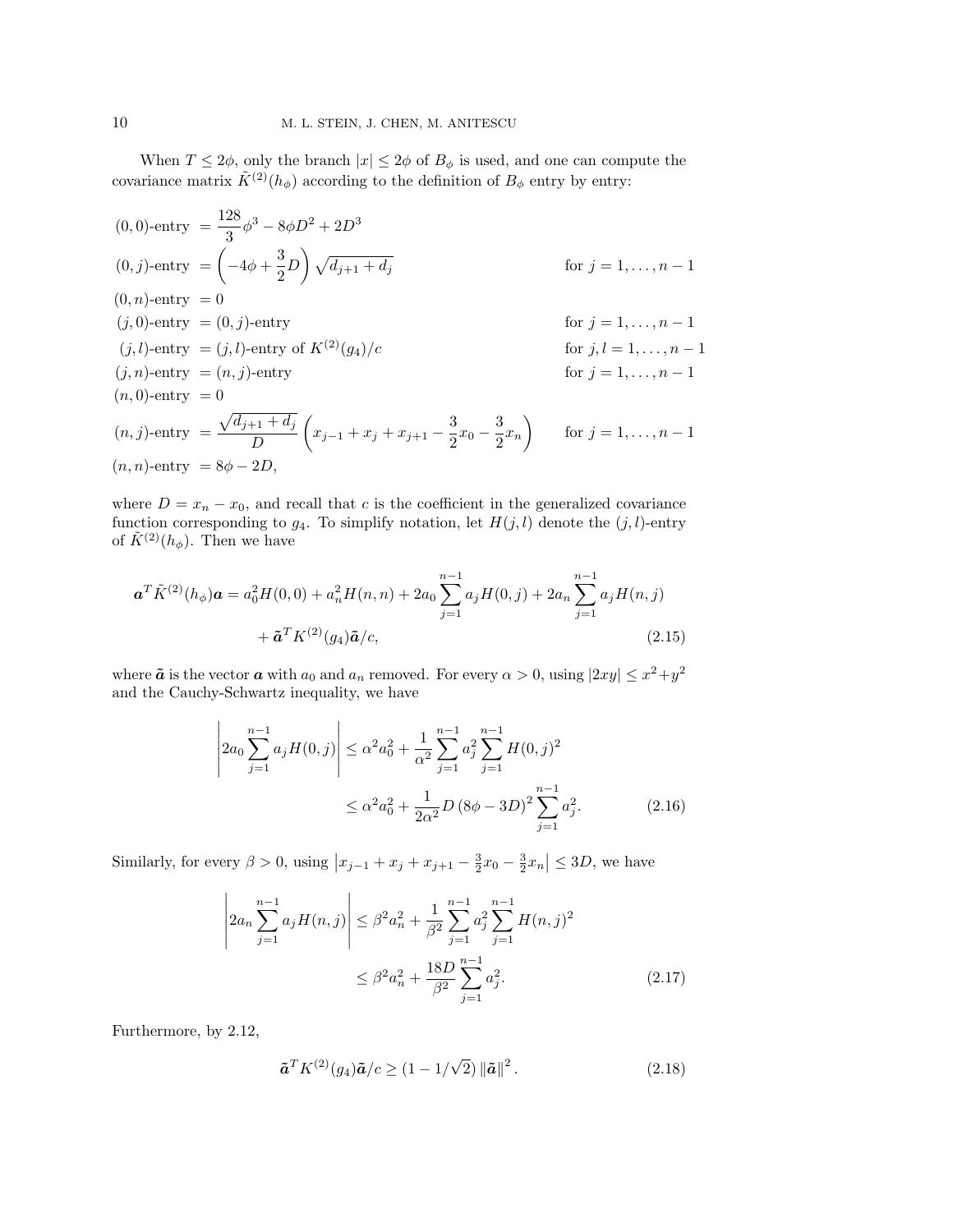When $T \le 2\phi$, only the branch $|x| \le 2\phi$ of $B_\phi$ is used, and one can compute the covariance matrix $\tilde{K}^{(2)}(h_\phi)$ according to the definition of $B_\phi$ entry by entry:

$$
\begin{aligned}
&(0,0)\text{-entry } = \frac{128}{3}\phi^3 - 8\phi D^2 + 2D^3 && \\
&(0,j)\text{-entry } = \left(-4\phi + \frac{3}{2}D\right)\sqrt{d_{j+1}+d_j} && \text{for } j = 1,\ldots,n-1 \\
&(0,n)\text{-entry } = 0 && \\
&(j,0)\text{-entry } = (0,j)\text{-entry} && \text{for } j = 1,\ldots,n-1 \\
&(j,l)\text{-entry } = (j,l)\text{-entry of } K^{(2)}(g_4)/c && \text{for } j,l = 1,\ldots,n-1 \\
&(j,n)\text{-entry } = (n,j)\text{-entry} && \text{for } j = 1,\ldots,n-1 \\
&(n,0)\text{-entry } = 0 && \\
&(n,j)\text{-entry } = \frac{\sqrt{d_{j+1}+d_j}}{D}\left(x_{j-1}+x_j+x_{j+1}-\frac{3}{2}x_0-\frac{3}{2}x_n\right) && \text{for } j = 1,\ldots,n-1 \\
&(n,n)\text{-entry } = 8\phi - 2D, &&
\end{aligned}
$$

where $D = x_n - x_0$, and recall that $c$ is the coefficient in the generalized covariance function corresponding to $g_4$. To simplify notation, let $H(j,l)$ denote the $(j,l)$-entry of $\tilde{K}^{(2)}(h_\phi)$. Then we have

$$
\begin{aligned}
\boldsymbol{a}^T\tilde{K}^{(2)}(h_\phi)\boldsymbol{a} = a_0^2 H(0,0) + a_n^2 H(n,n) + 2a_0\sum_{j=1}^{n-1} a_j H(0,j) + 2a_n \sum_{j=1}^{n-1} a_j H(n,j) \\
+ \tilde{\boldsymbol{a}}^T K^{(2)}(g_4)\tilde{\boldsymbol{a}}/c, \qquad (2.15)
\end{aligned}
$$

where $\tilde{\boldsymbol{a}}$ is the vector $\boldsymbol{a}$ with $a_0$ and $a_n$ removed. For every $\alpha > 0$, using $|2xy| \le x^2+y^2$ and the Cauchy-Schwartz inequality, we have

$$
\begin{aligned}
\left|2a_0\sum_{j=1}^{n-1} a_j H(0,j)\right| &\le \alpha^2 a_0^2 + \frac{1}{\alpha^2}\sum_{j=1}^{n-1} a_j^2 \sum_{j=1}^{n-1} H(0,j)^2 \\
&\le \alpha^2 a_0^2 + \frac{1}{2\alpha^2} D\left(8\phi - 3D\right)^2 \sum_{j=1}^{n-1} a_j^2. \qquad (2.16)
\end{aligned}
$$

Similarly, for every $\beta > 0$, using $\left|x_{j-1}+x_j+x_{j+1}-\frac{3}{2}x_0-\frac{3}{2}x_n\right| \le 3D$, we have

$$
\begin{aligned}
\left|2a_n\sum_{j=1}^{n-1} a_j H(n,j)\right| &\le \beta^2 a_n^2 + \frac{1}{\beta^2}\sum_{j=1}^{n-1} a_j^2 \sum_{j=1}^{n-1} H(n,j)^2 \\
&\le \beta^2 a_n^2 + \frac{18D}{\beta^2}\sum_{j=1}^{n-1} a_j^2. \qquad (2.17)
\end{aligned}
$$

Furthermore, by 2.12,

$$
\tilde{\boldsymbol{a}}^T K^{(2)}(g_4)\tilde{\boldsymbol{a}}/c \ge (1 - 1/\sqrt{2})\left\|\tilde{\boldsymbol{a}}\right\|^2. \qquad (2.18)
$$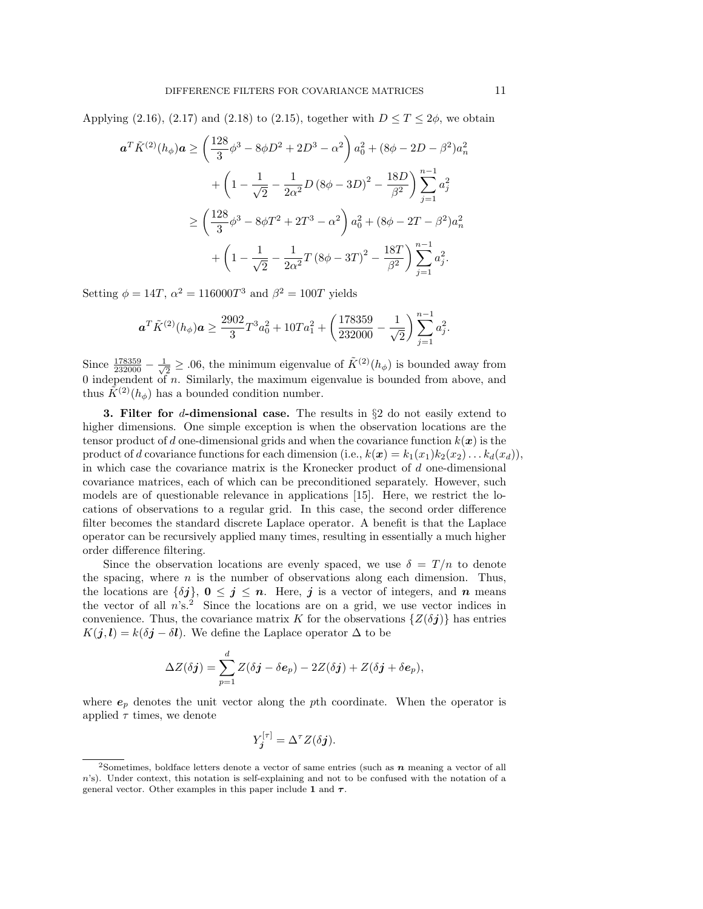Applying (2.16), (2.17) and (2.18) to (2.15), together with $D \le T \le 2\phi$, we obtain

$$
\begin{aligned}
\boldsymbol{a}^T \tilde{K}^{(2)}(h_\phi)\boldsymbol{a} &\ge \left(\frac{128}{3}\phi^3 - 8\phi D^2 + 2D^3 - \alpha^2\right) a_0^2 + (8\phi - 2D - \beta^2) a_n^2 \\
&\quad + \left(1 - \frac{1}{\sqrt{2}} - \frac{1}{2\alpha^2} D\left(8\phi - 3D\right)^2 - \frac{18D}{\beta^2}\right) \sum_{j=1}^{n-1} a_j^2 \\
&\ge \left(\frac{128}{3}\phi^3 - 8\phi T^2 + 2T^3 - \alpha^2\right) a_0^2 + (8\phi - 2T - \beta^2) a_n^2 \\
&\quad + \left(1 - \frac{1}{\sqrt{2}} - \frac{1}{2\alpha^2} T\left(8\phi - 3T\right)^2 - \frac{18T}{\beta^2}\right) \sum_{j=1}^{n-1} a_j^2.
\end{aligned}
$$

Setting $\phi = 14T$, $\alpha^2 = 116000T^3$ and $\beta^2 = 100T$ yields

$$
\boldsymbol{a}^T \tilde{K}^{(2)}(h_\phi)\boldsymbol{a} \ge \frac{2902}{3} T^3 a_0^2 + 10T a_1^2 + \left(\frac{178359}{232000} - \frac{1}{\sqrt{2}}\right) \sum_{j=1}^{n-1} a_j^2.
$$

Since $\frac{178359}{232000} - \frac{1}{\sqrt{2}} \ge .06$, the minimum eigenvalue of $\tilde{K}^{(2)}(h_\phi)$ is bounded away from 0 independent of $n$. Similarly, the maximum eigenvalue is bounded from above, and thus $\tilde{K}^{(2)}(h_\phi)$ has a bounded condition number.

**3. Filter for $d$-dimensional case.** The results in §2 do not easily extend to higher dimensions. One simple exception is when the observation locations are the tensor product of $d$ one-dimensional grids and when the covariance function $k(\boldsymbol{x})$ is the product of $d$ covariance functions for each dimension (i.e., $k(\boldsymbol{x}) = k_1(x_1)k_2(x_2)\ldots k_d(x_d)$), in which case the covariance matrix is the Kronecker product of $d$ one-dimensional covariance matrices, each of which can be preconditioned separately. However, such models are of questionable relevance in applications [15]. Here, we restrict the locations of observations to a regular grid. In this case, the second order difference filter becomes the standard discrete Laplace operator. A benefit is that the Laplace operator can be recursively applied many times, resulting in essentially a much higher order difference filtering.

Since the observation locations are evenly spaced, we use $\delta = T/n$ to denote the spacing, where $n$ is the number of observations along each dimension. Thus, the locations are $\{\delta \boldsymbol{j}\}$, $\boldsymbol{0} \le \boldsymbol{j} \le \boldsymbol{n}$. Here, $\boldsymbol{j}$ is a vector of integers, and $\boldsymbol{n}$ means the vector of all $n$'s.[2] Since the locations are on a grid, we use vector indices in convenience. Thus, the covariance matrix $K$ for the observations $\{Z(\delta\boldsymbol{j})\}$ has entries $K(\boldsymbol{j}, \boldsymbol{l}) = k(\delta\boldsymbol{j} - \delta\boldsymbol{l})$. We define the Laplace operator $\Delta$ to be

$$
\Delta Z(\delta\boldsymbol{j}) = \sum_{p=1}^{d} Z(\delta\boldsymbol{j} - \delta\boldsymbol{e}_p) - 2Z(\delta\boldsymbol{j}) + Z(\delta\boldsymbol{j} + \delta\boldsymbol{e}_p),
$$

where $\boldsymbol{e}_p$ denotes the unit vector along the $p$th coordinate. When the operator is applied $\tau$ times, we denote

$$
Y_{\boldsymbol{j}}^{[\tau]} = \Delta^\tau Z(\delta\boldsymbol{j}).
$$

[2] Sometimes, boldface letters denote a vector of same entries (such as $\boldsymbol{n}$ meaning a vector of all $n$'s). Under context, this notation is self-explaining and not to be confused with the notation of a general vector. Other examples in this paper include $\boldsymbol{1}$ and $\boldsymbol{\tau}$.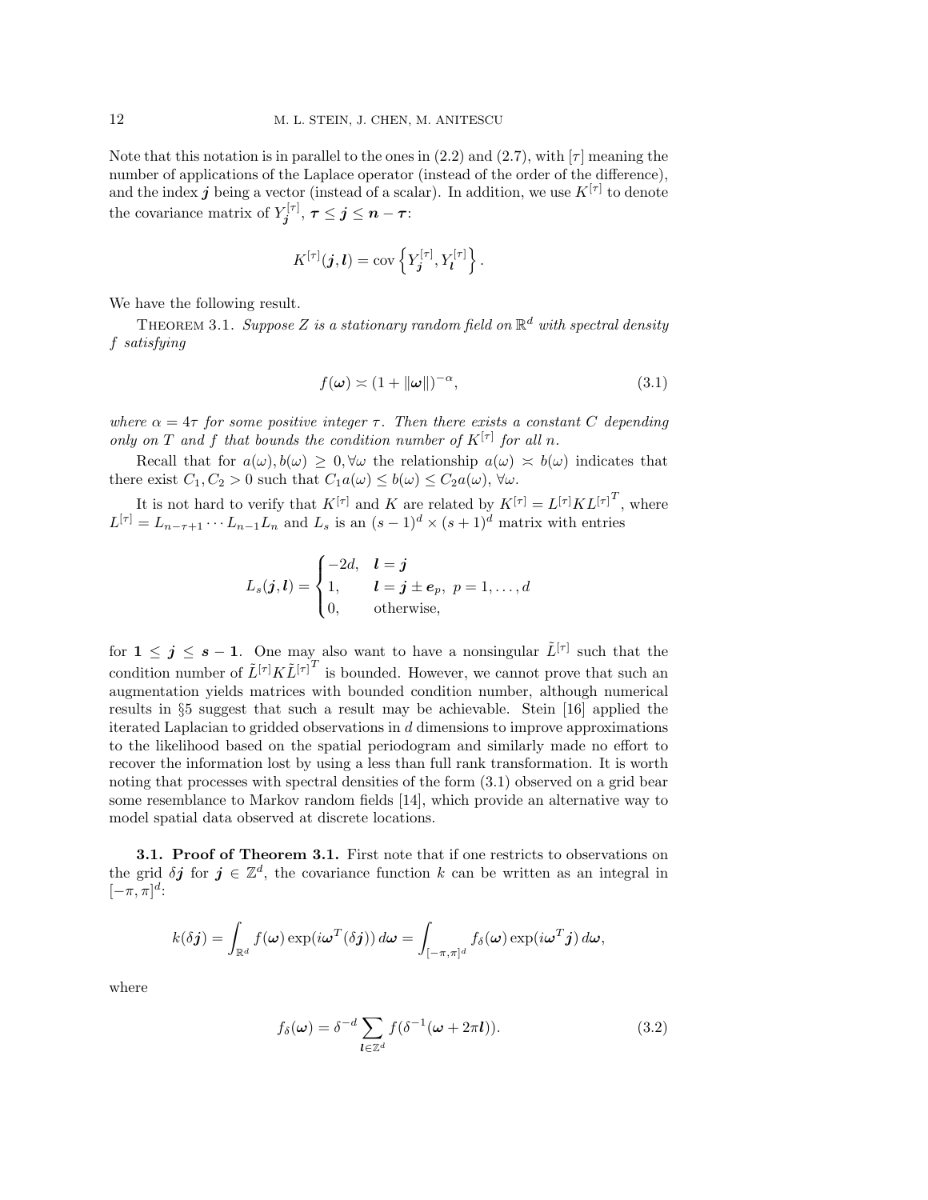Note that this notation is in parallel to the ones in (2.2) and (2.7), with $[\tau]$ meaning the number of applications of the Laplace operator (instead of the order of the difference), and the index $\boldsymbol{j}$ being a vector (instead of a scalar). In addition, we use $K^{[\tau]}$ to denote the covariance matrix of $Y_{\boldsymbol{j}}^{[\tau]}$, $\boldsymbol{\tau} \le \boldsymbol{j} \le \boldsymbol{n} - \boldsymbol{\tau}$:

$$K^{[\tau]}(\boldsymbol{j}, \boldsymbol{l}) = \operatorname{cov}\left\{ Y_{\boldsymbol{j}}^{[\tau]}, Y_{\boldsymbol{l}}^{[\tau]} \right\}.$$

We have the following result.

THEOREM 3.1. *Suppose $Z$ is a stationary random field on $\mathbb{R}^d$ with spectral density $f$ satisfying*

$$f(\boldsymbol{\omega}) \asymp (1 + \|\boldsymbol{\omega}\|)^{-\alpha}, \tag{3.1}$$

*where $\alpha = 4\tau$ for some positive integer $\tau$. Then there exists a constant $C$ depending only on $T$ and $f$ that bounds the condition number of $K^{[\tau]}$ for all $n$.*

Recall that for $a(\omega), b(\omega) \ge 0, \forall \omega$ the relationship $a(\omega) \asymp b(\omega)$ indicates that there exist $C_1, C_2 > 0$ such that $C_1 a(\omega) \le b(\omega) \le C_2 a(\omega)$, $\forall \omega$.

It is not hard to verify that $K^{[\tau]}$ and $K$ are related by $K^{[\tau]} = L^{[\tau]} K L^{[\tau]^T}$, where $L^{[\tau]} = L_{n-\tau+1} \cdots L_{n-1} L_n$ and $L_s$ is an $(s-1)^d \times (s+1)^d$ matrix with entries

$$L_s(\boldsymbol{j}, \boldsymbol{l}) = \begin{cases} -2d, & \boldsymbol{l} = \boldsymbol{j} \\ 1, & \boldsymbol{l} = \boldsymbol{j} \pm \boldsymbol{e}_p, \ p = 1, \ldots, d \\ 0, & \text{otherwise}, \end{cases}$$

for $\boldsymbol{1} \le \boldsymbol{j} \le \boldsymbol{s} - \boldsymbol{1}$. One may also want to have a nonsingular $\tilde{L}^{[\tau]}$ such that the condition number of $\tilde{L}^{[\tau]} K \tilde{L}^{[\tau]^T}$ is bounded. However, we cannot prove that such an augmentation yields matrices with bounded condition number, although numerical results in §5 suggest that such a result may be achievable. Stein [16] applied the iterated Laplacian to gridded observations in $d$ dimensions to improve approximations to the likelihood based on the spatial periodogram and similarly made no effort to recover the information lost by using a less than full rank transformation. It is worth noting that processes with spectral densities of the form (3.1) observed on a grid bear some resemblance to Markov random fields [14], which provide an alternative way to model spatial data observed at discrete locations.

### 3.1. Proof of Theorem 3.1.

First note that if one restricts to observations on the grid $\delta \boldsymbol{j}$ for $\boldsymbol{j} \in \mathbb{Z}^d$, the covariance function $k$ can be written as an integral in $[-\pi, \pi]^d$:

$$k(\delta \boldsymbol{j}) = \int_{\mathbb{R}^d} f(\boldsymbol{\omega}) \exp(i \boldsymbol{\omega}^T (\delta \boldsymbol{j}))\, d\boldsymbol{\omega} = \int_{[-\pi,\pi]^d} f_\delta(\boldsymbol{\omega}) \exp(i \boldsymbol{\omega}^T \boldsymbol{j})\, d\boldsymbol{\omega},$$

where

$$f_\delta(\boldsymbol{\omega}) = \delta^{-d} \sum_{\boldsymbol{l} \in \mathbb{Z}^d} f(\delta^{-1}(\boldsymbol{\omega} + 2\pi \boldsymbol{l})). \tag{3.2}$$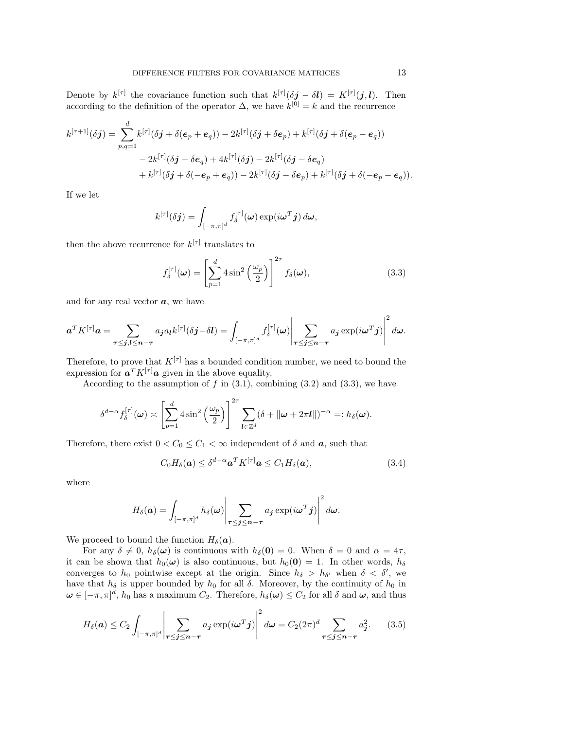Denote by $k^{[\tau]}$ the covariance function such that $k^{[\tau]}(\delta\boldsymbol{j} - \delta\boldsymbol{l}) = K^{[\tau]}(\boldsymbol{j}, \boldsymbol{l})$. Then according to the definition of the operator $\Delta$, we have $k^{[0]} = k$ and the recurrence

$$
\begin{aligned}
k^{[\tau+1]}(\delta\boldsymbol{j}) = \sum_{p,q=1}^{d} & k^{[\tau]}(\delta\boldsymbol{j} + \delta(\boldsymbol{e}_p + \boldsymbol{e}_q)) - 2k^{[\tau]}(\delta\boldsymbol{j} + \delta\boldsymbol{e}_p) + k^{[\tau]}(\delta\boldsymbol{j} + \delta(\boldsymbol{e}_p - \boldsymbol{e}_q)) \\
& - 2k^{[\tau]}(\delta\boldsymbol{j} + \delta\boldsymbol{e}_q) + 4k^{[\tau]}(\delta\boldsymbol{j}) - 2k^{[\tau]}(\delta\boldsymbol{j} - \delta\boldsymbol{e}_q) \\
& + k^{[\tau]}(\delta\boldsymbol{j} + \delta(-\boldsymbol{e}_p + \boldsymbol{e}_q)) - 2k^{[\tau]}(\delta\boldsymbol{j} - \delta\boldsymbol{e}_p) + k^{[\tau]}(\delta\boldsymbol{j} + \delta(-\boldsymbol{e}_p - \boldsymbol{e}_q)).
\end{aligned}
$$

If we let

$$
k^{[\tau]}(\delta\boldsymbol{j}) = \int_{[-\pi,\pi]^d} f_\delta^{[\tau]}(\boldsymbol{\omega}) \exp(i\boldsymbol{\omega}^T\boldsymbol{j})\, d\boldsymbol{\omega},
$$

then the above recurrence for $k^{[\tau]}$ translates to

$$
f_\delta^{[\tau]}(\boldsymbol{\omega}) = \left[\sum_{p=1}^{d} 4\sin^2\left(\frac{\omega_p}{2}\right)\right]^{2\tau} f_\delta(\boldsymbol{\omega}), \tag{3.3}
$$

and for any real vector $\boldsymbol{a}$, we have

$$
\boldsymbol{a}^T K^{[\tau]}\boldsymbol{a} = \sum_{\boldsymbol{\tau}\le\boldsymbol{j},\boldsymbol{l}\le\boldsymbol{n}-\boldsymbol{\tau}} a_{\boldsymbol{j}} a_{\boldsymbol{l}} k^{[\tau]}(\delta\boldsymbol{j} - \delta\boldsymbol{l}) = \int_{[-\pi,\pi]^d} f_\delta^{[\tau]}(\boldsymbol{\omega}) \left|\sum_{\boldsymbol{\tau}\le\boldsymbol{j}\le\boldsymbol{n}-\boldsymbol{\tau}} a_{\boldsymbol{j}} \exp(i\boldsymbol{\omega}^T\boldsymbol{j})\right|^2 d\boldsymbol{\omega}.
$$

Therefore, to prove that $K^{[\tau]}$ has a bounded condition number, we need to bound the expression for $\boldsymbol{a}^T K^{[\tau]}\boldsymbol{a}$ given in the above equality.

According to the assumption of $f$ in (3.1), combining (3.2) and (3.3), we have

$$
\delta^{d-\alpha} f_\delta^{[\tau]}(\boldsymbol{\omega}) \asymp \left[\sum_{p=1}^{d} 4\sin^2\left(\frac{\omega_p}{2}\right)\right]^{2\tau} \sum_{\boldsymbol{l}\in\mathbb{Z}^d} (\delta + \|\boldsymbol{\omega} + 2\pi\boldsymbol{l}\|)^{-\alpha} =: h_\delta(\boldsymbol{\omega}).
$$

Therefore, there exist $0 < C_0 \le C_1 < \infty$ independent of $\delta$ and $\boldsymbol{a}$, such that

$$
C_0 H_\delta(\boldsymbol{a}) \le \delta^{d-\alpha}\boldsymbol{a}^T K^{[\tau]}\boldsymbol{a} \le C_1 H_\delta(\boldsymbol{a}), \tag{3.4}
$$

where

$$
H_\delta(\boldsymbol{a}) = \int_{[-\pi,\pi]^d} h_\delta(\boldsymbol{\omega}) \left|\sum_{\boldsymbol{\tau}\le\boldsymbol{j}\le\boldsymbol{n}-\boldsymbol{\tau}} a_{\boldsymbol{j}} \exp(i\boldsymbol{\omega}^T\boldsymbol{j})\right|^2 d\boldsymbol{\omega}.
$$

We proceed to bound the function $H_\delta(\boldsymbol{a})$.

For any $\delta \ne 0$, $h_\delta(\boldsymbol{\omega})$ is continuous with $h_\delta(\boldsymbol{0}) = 0$. When $\delta = 0$ and $\alpha = 4\tau$, it can be shown that $h_0(\boldsymbol{\omega})$ is also continuous, but $h_0(\boldsymbol{0}) = 1$. In other words, $h_\delta$ converges to $h_0$ pointwise except at the origin. Since $h_\delta > h_{\delta'}$ when $\delta < \delta'$, we have that $h_\delta$ is upper bounded by $h_0$ for all $\delta$. Moreover, by the continuity of $h_0$ in $\boldsymbol{\omega} \in [-\pi,\pi]^d$, $h_0$ has a maximum $C_2$. Therefore, $h_\delta(\boldsymbol{\omega}) \le C_2$ for all $\delta$ and $\boldsymbol{\omega}$, and thus

$$
H_\delta(\boldsymbol{a}) \le C_2 \int_{[-\pi,\pi]^d} \left|\sum_{\boldsymbol{\tau}\le\boldsymbol{j}\le\boldsymbol{n}-\boldsymbol{\tau}} a_{\boldsymbol{j}} \exp(i\boldsymbol{\omega}^T\boldsymbol{j})\right|^2 d\boldsymbol{\omega} = C_2(2\pi)^d \sum_{\boldsymbol{\tau}\le\boldsymbol{j}\le\boldsymbol{n}-\boldsymbol{\tau}} a_{\boldsymbol{j}}^2. \tag{3.5}
$$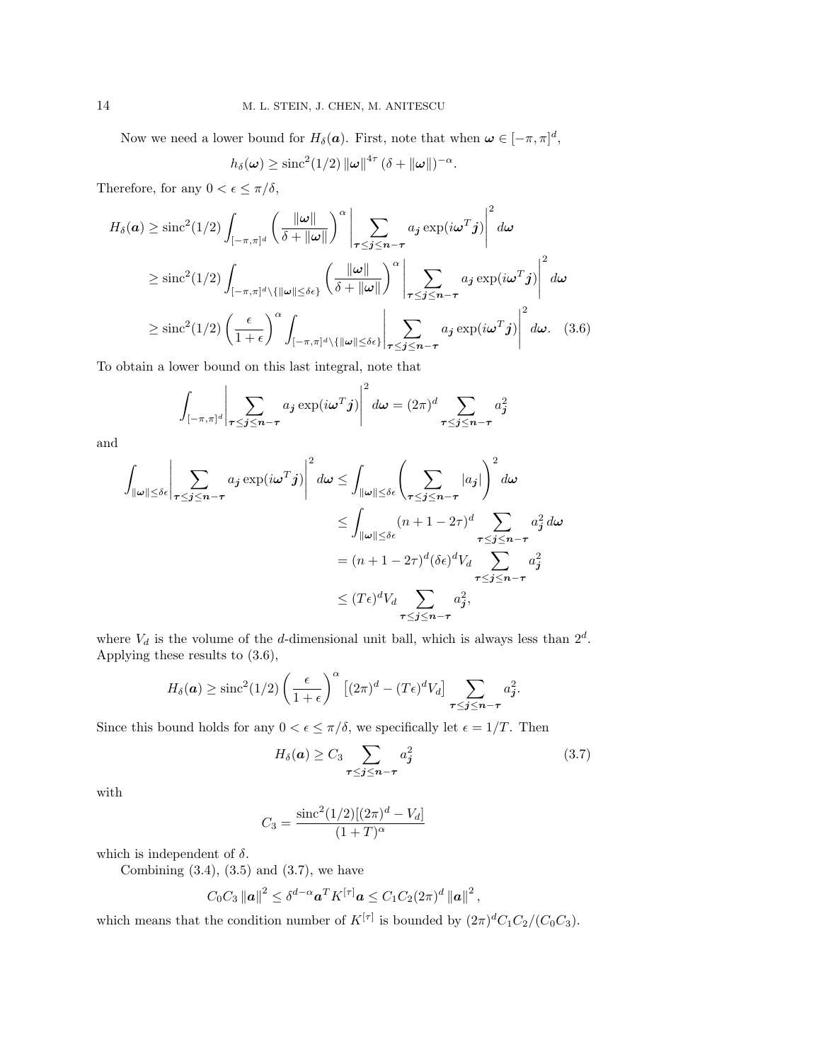Now we need a lower bound for $H_\delta(\boldsymbol{a})$. First, note that when $\boldsymbol{\omega} \in [-\pi, \pi]^d$,

$$h_\delta(\boldsymbol{\omega}) \geq \operatorname{sinc}^2(1/2) \|\boldsymbol{\omega}\|^{4\tau} (\delta + \|\boldsymbol{\omega}\|)^{-\alpha}.$$

Therefore, for any $0 < \epsilon \leq \pi/\delta$,

$$\begin{aligned}
H_\delta(\boldsymbol{a}) &\geq \operatorname{sinc}^2(1/2) \int_{[-\pi,\pi]^d} \left( \frac{\|\boldsymbol{\omega}\|}{\delta + \|\boldsymbol{\omega}\|} \right)^\alpha \left| \sum_{\boldsymbol{\tau} \leq \boldsymbol{j} \leq \boldsymbol{n} - \boldsymbol{\tau}} a_{\boldsymbol{j}} \exp(i\boldsymbol{\omega}^T \boldsymbol{j}) \right|^2 d\boldsymbol{\omega} \\
&\geq \operatorname{sinc}^2(1/2) \int_{[-\pi,\pi]^d \setminus \{\|\boldsymbol{\omega}\| \leq \delta\epsilon\}} \left( \frac{\|\boldsymbol{\omega}\|}{\delta + \|\boldsymbol{\omega}\|} \right)^\alpha \left| \sum_{\boldsymbol{\tau} \leq \boldsymbol{j} \leq \boldsymbol{n} - \boldsymbol{\tau}} a_{\boldsymbol{j}} \exp(i\boldsymbol{\omega}^T \boldsymbol{j}) \right|^2 d\boldsymbol{\omega} \\
&\geq \operatorname{sinc}^2(1/2) \left( \frac{\epsilon}{1+\epsilon} \right)^\alpha \int_{[-\pi,\pi]^d \setminus \{\|\boldsymbol{\omega}\| \leq \delta\epsilon\}} \left| \sum_{\boldsymbol{\tau} \leq \boldsymbol{j} \leq \boldsymbol{n} - \boldsymbol{\tau}} a_{\boldsymbol{j}} \exp(i\boldsymbol{\omega}^T \boldsymbol{j}) \right|^2 d\boldsymbol{\omega}. \quad (3.6)
\end{aligned}$$

To obtain a lower bound on this last integral, note that

$$\int_{[-\pi,\pi]^d} \left| \sum_{\boldsymbol{\tau} \leq \boldsymbol{j} \leq \boldsymbol{n} - \boldsymbol{\tau}} a_{\boldsymbol{j}} \exp(i\boldsymbol{\omega}^T \boldsymbol{j}) \right|^2 d\boldsymbol{\omega} = (2\pi)^d \sum_{\boldsymbol{\tau} \leq \boldsymbol{j} \leq \boldsymbol{n} - \boldsymbol{\tau}} a_{\boldsymbol{j}}^2$$

and

$$\begin{aligned}
\int_{\|\boldsymbol{\omega}\| \leq \delta\epsilon} \left| \sum_{\boldsymbol{\tau} \leq \boldsymbol{j} \leq \boldsymbol{n} - \boldsymbol{\tau}} a_{\boldsymbol{j}} \exp(i\boldsymbol{\omega}^T \boldsymbol{j}) \right|^2 d\boldsymbol{\omega} &\leq \int_{\|\boldsymbol{\omega}\| \leq \delta\epsilon} \left( \sum_{\boldsymbol{\tau} \leq \boldsymbol{j} \leq \boldsymbol{n} - \boldsymbol{\tau}} |a_{\boldsymbol{j}}| \right)^2 d\boldsymbol{\omega} \\
&\leq \int_{\|\boldsymbol{\omega}\| \leq \delta\epsilon} (n + 1 - 2\tau)^d \sum_{\boldsymbol{\tau} \leq \boldsymbol{j} \leq \boldsymbol{n} - \boldsymbol{\tau}} a_{\boldsymbol{j}}^2 \, d\boldsymbol{\omega} \\
&= (n + 1 - 2\tau)^d (\delta\epsilon)^d V_d \sum_{\boldsymbol{\tau} \leq \boldsymbol{j} \leq \boldsymbol{n} - \boldsymbol{\tau}} a_{\boldsymbol{j}}^2 \\
&\leq (T\epsilon)^d V_d \sum_{\boldsymbol{\tau} \leq \boldsymbol{j} \leq \boldsymbol{n} - \boldsymbol{\tau}} a_{\boldsymbol{j}}^2,
\end{aligned}$$

where $V_d$ is the volume of the $d$-dimensional unit ball, which is always less than $2^d$. Applying these results to (3.6),

$$H_\delta(\boldsymbol{a}) \geq \operatorname{sinc}^2(1/2) \left( \frac{\epsilon}{1+\epsilon} \right)^\alpha \left[ (2\pi)^d - (T\epsilon)^d V_d \right] \sum_{\boldsymbol{\tau} \leq \boldsymbol{j} \leq \boldsymbol{n} - \boldsymbol{\tau}} a_{\boldsymbol{j}}^2.$$

Since this bound holds for any $0 < \epsilon \leq \pi/\delta$, we specifically let $\epsilon = 1/T$. Then

$$H_\delta(\boldsymbol{a}) \geq C_3 \sum_{\boldsymbol{\tau} \leq \boldsymbol{j} \leq \boldsymbol{n} - \boldsymbol{\tau}} a_{\boldsymbol{j}}^2 \quad (3.7)$$

with

$$C_3 = \frac{\operatorname{sinc}^2(1/2)[(2\pi)^d - V_d]}{(1+T)^\alpha}$$

which is independent of $\delta$.

Combining (3.4), (3.5) and (3.7), we have

$$C_0 C_3 \|\boldsymbol{a}\|^2 \leq \delta^{d-\alpha} \boldsymbol{a}^T K^{[\tau]} \boldsymbol{a} \leq C_1 C_2 (2\pi)^d \|\boldsymbol{a}\|^2,$$

which means that the condition number of $K^{[\tau]}$ is bounded by $(2\pi)^d C_1 C_2 / (C_0 C_3)$.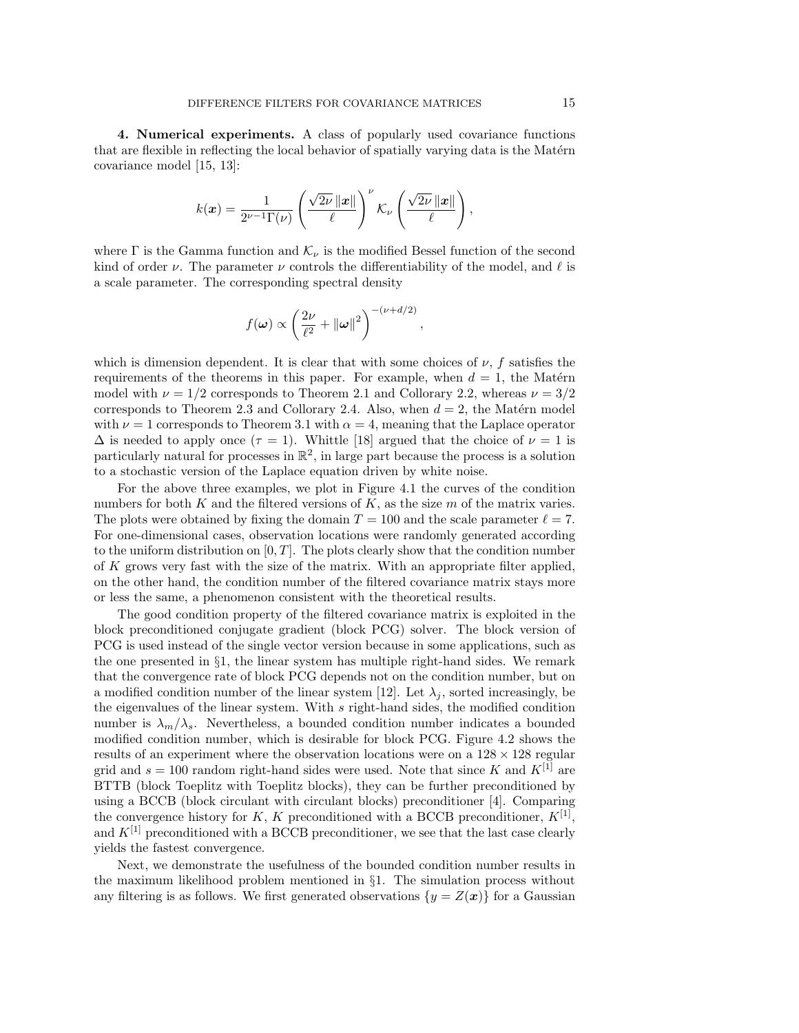**4. Numerical experiments.** A class of popularly used covariance functions that are flexible in reflecting the local behavior of spatially varying data is the Matérn covariance model [15, 13]:

$$k(\boldsymbol{x}) = \frac{1}{2^{\nu-1}\Gamma(\nu)} \left( \frac{\sqrt{2\nu}\, \|\boldsymbol{x}\|}{\ell} \right)^{\nu} \mathcal{K}_{\nu} \left( \frac{\sqrt{2\nu}\, \|\boldsymbol{x}\|}{\ell} \right),$$

where $\Gamma$ is the Gamma function and $\mathcal{K}_\nu$ is the modified Bessel function of the second kind of order $\nu$. The parameter $\nu$ controls the differentiability of the model, and $\ell$ is a scale parameter. The corresponding spectral density

$$f(\boldsymbol{\omega}) \propto \left( \frac{2\nu}{\ell^2} + \|\boldsymbol{\omega}\|^2 \right)^{-(\nu+d/2)},$$

which is dimension dependent. It is clear that with some choices of $\nu$, $f$ satisfies the requirements of the theorems in this paper. For example, when $d = 1$, the Matérn model with $\nu = 1/2$ corresponds to Theorem 2.1 and Collorary 2.2, whereas $\nu = 3/2$ corresponds to Theorem 2.3 and Collorary 2.4. Also, when $d = 2$, the Matérn model with $\nu = 1$ corresponds to Theorem 3.1 with $\alpha = 4$, meaning that the Laplace operator $\Delta$ is needed to apply once ($\tau = 1$). Whittle [18] argued that the choice of $\nu = 1$ is particularly natural for processes in $\mathbb{R}^2$, in large part because the process is a solution to a stochastic version of the Laplace equation driven by white noise.

For the above three examples, we plot in Figure 4.1 the curves of the condition numbers for both $K$ and the filtered versions of $K$, as the size $m$ of the matrix varies. The plots were obtained by fixing the domain $T = 100$ and the scale parameter $\ell = 7$. For one-dimensional cases, observation locations were randomly generated according to the uniform distribution on $[0, T]$. The plots clearly show that the condition number of $K$ grows very fast with the size of the matrix. With an appropriate filter applied, on the other hand, the condition number of the filtered covariance matrix stays more or less the same, a phenomenon consistent with the theoretical results.

The good condition property of the filtered covariance matrix is exploited in the block preconditioned conjugate gradient (block PCG) solver. The block version of PCG is used instead of the single vector version because in some applications, such as the one presented in §1, the linear system has multiple right-hand sides. We remark that the convergence rate of block PCG depends not on the condition number, but on a modified condition number of the linear system [12]. Let $\lambda_j$, sorted increasingly, be the eigenvalues of the linear system. With $s$ right-hand sides, the modified condition number is $\lambda_m/\lambda_s$. Nevertheless, a bounded condition number indicates a bounded modified condition number, which is desirable for block PCG. Figure 4.2 shows the results of an experiment where the observation locations were on a $128 \times 128$ regular grid and $s = 100$ random right-hand sides were used. Note that since $K$ and $K^{[1]}$ are BTTB (block Toeplitz with Toeplitz blocks), they can be further preconditioned by using a BCCB (block circulant with circulant blocks) preconditioner [4]. Comparing the convergence history for $K$, $K$ preconditioned with a BCCB preconditioner, $K^{[1]}$, and $K^{[1]}$ preconditioned with a BCCB preconditioner, we see that the last case clearly yields the fastest convergence.

Next, we demonstrate the usefulness of the bounded condition number results in the maximum likelihood problem mentioned in §1. The simulation process without any filtering is as follows. We first generated observations $\{y = Z(\boldsymbol{x})\}$ for a Gaussian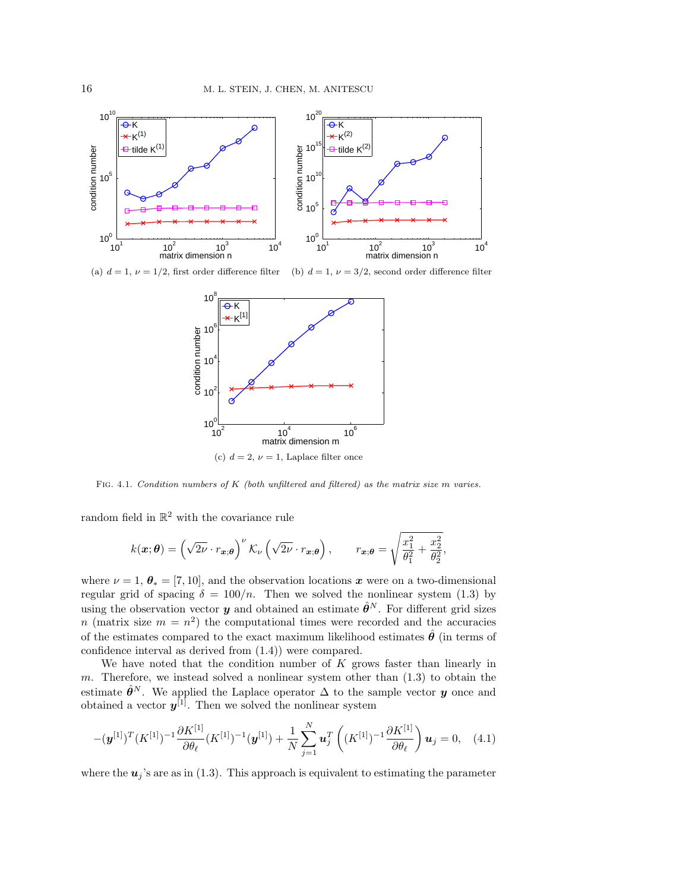(a) $d = 1$, $\nu = 1/2$, first order difference filter

(b) $d = 1$, $\nu = 3/2$, second order difference filter

(c) $d = 2$, $\nu = 1$, Laplace filter once

Fig. 4.1. *Condition numbers of $K$ (both unfiltered and filtered) as the matrix size $m$ varies.*

random field in $\mathbb{R}^2$ with the covariance rule

$$k(\boldsymbol{x};\boldsymbol{\theta}) = \left(\sqrt{2\nu} \cdot r_{\boldsymbol{x};\boldsymbol{\theta}}\right)^{\nu} \mathcal{K}_{\nu}\left(\sqrt{2\nu} \cdot r_{\boldsymbol{x};\boldsymbol{\theta}}\right), \qquad r_{\boldsymbol{x};\boldsymbol{\theta}} = \sqrt{\frac{x_1^2}{\theta_1^2} + \frac{x_2^2}{\theta_2^2}},$$

where $\nu = 1$, $\boldsymbol{\theta}_* = [7, 10]$, and the observation locations $\boldsymbol{x}$ were on a two-dimensional regular grid of spacing $\delta = 100/n$. Then we solved the nonlinear system (1.3) by using the observation vector $\boldsymbol{y}$ and obtained an estimate $\hat{\boldsymbol{\theta}}^N$. For different grid sizes $n$ (matrix size $m = n^2$) the computational times were recorded and the accuracies of the estimates compared to the exact maximum likelihood estimates $\hat{\boldsymbol{\theta}}$ (in terms of confidence interval as derived from (1.4)) were compared.

We have noted that the condition number of $K$ grows faster than linearly in $m$. Therefore, we instead solved a nonlinear system other than (1.3) to obtain the estimate $\hat{\boldsymbol{\theta}}^N$. We applied the Laplace operator $\Delta$ to the sample vector $\boldsymbol{y}$ once and obtained a vector $\boldsymbol{y}^{[1]}$. Then we solved the nonlinear system

$$-(\boldsymbol{y}^{[1]})^T (K^{[1]})^{-1} \frac{\partial K^{[1]}}{\partial \theta_\ell} (K^{[1]})^{-1} (\boldsymbol{y}^{[1]}) + \frac{1}{N} \sum_{j=1}^{N} \boldsymbol{u}_j^T \left( (K^{[1]})^{-1} \frac{\partial K^{[1]}}{\partial \theta_\ell} \right) \boldsymbol{u}_j = 0, \quad (4.1)$$

where the $\boldsymbol{u}_j$'s are as in (1.3). This approach is equivalent to estimating the parameter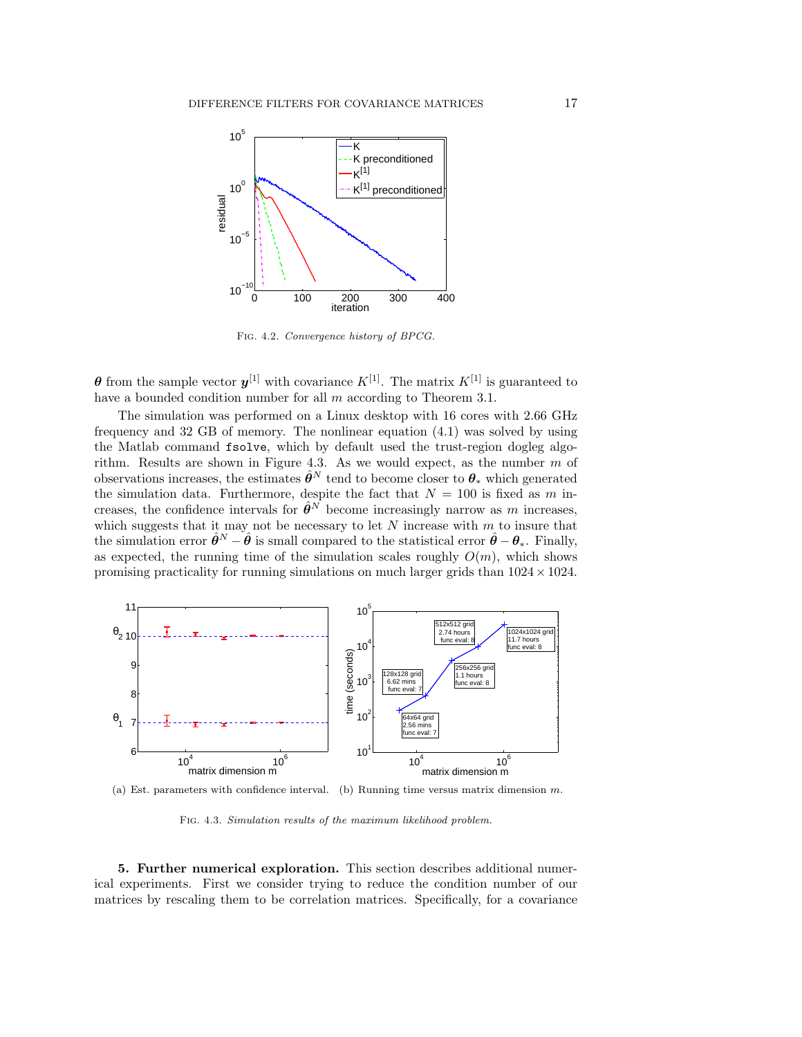Fig. 4.2. *Convergence history of BPCG.*

$\boldsymbol{\theta}$ from the sample vector $\boldsymbol{y}^{[1]}$ with covariance $K^{[1]}$. The matrix $K^{[1]}$ is guaranteed to have a bounded condition number for all $m$ according to Theorem 3.1.

The simulation was performed on a Linux desktop with 16 cores with 2.66 GHz frequency and 32 GB of memory. The nonlinear equation (4.1) was solved by using the Matlab command `fsolve`, which by default used the trust-region dogleg algorithm. Results are shown in Figure 4.3. As we would expect, as the number $m$ of observations increases, the estimates $\hat{\boldsymbol{\theta}}^N$ tend to become closer to $\boldsymbol{\theta}_*$ which generated the simulation data. Furthermore, despite the fact that $N = 100$ is fixed as $m$ increases, the confidence intervals for $\hat{\boldsymbol{\theta}}^N$ become increasingly narrow as $m$ increases, which suggests that it may not be necessary to let $N$ increase with $m$ to insure that the simulation error $\hat{\boldsymbol{\theta}}^N - \hat{\boldsymbol{\theta}}$ is small compared to the statistical error $\hat{\boldsymbol{\theta}} - \boldsymbol{\theta}_*$. Finally, as expected, the running time of the simulation scales roughly $O(m)$, which shows promising practicality for running simulations on much larger grids than $1024 \times 1024$.

(a) Est. parameters with confidence interval. (b) Running time versus matrix dimension $m$.

Fig. 4.3. *Simulation results of the maximum likelihood problem.*

**5. Further numerical exploration.** This section describes additional numerical experiments. First we consider trying to reduce the condition number of our matrices by rescaling them to be correlation matrices. Specifically, for a covariance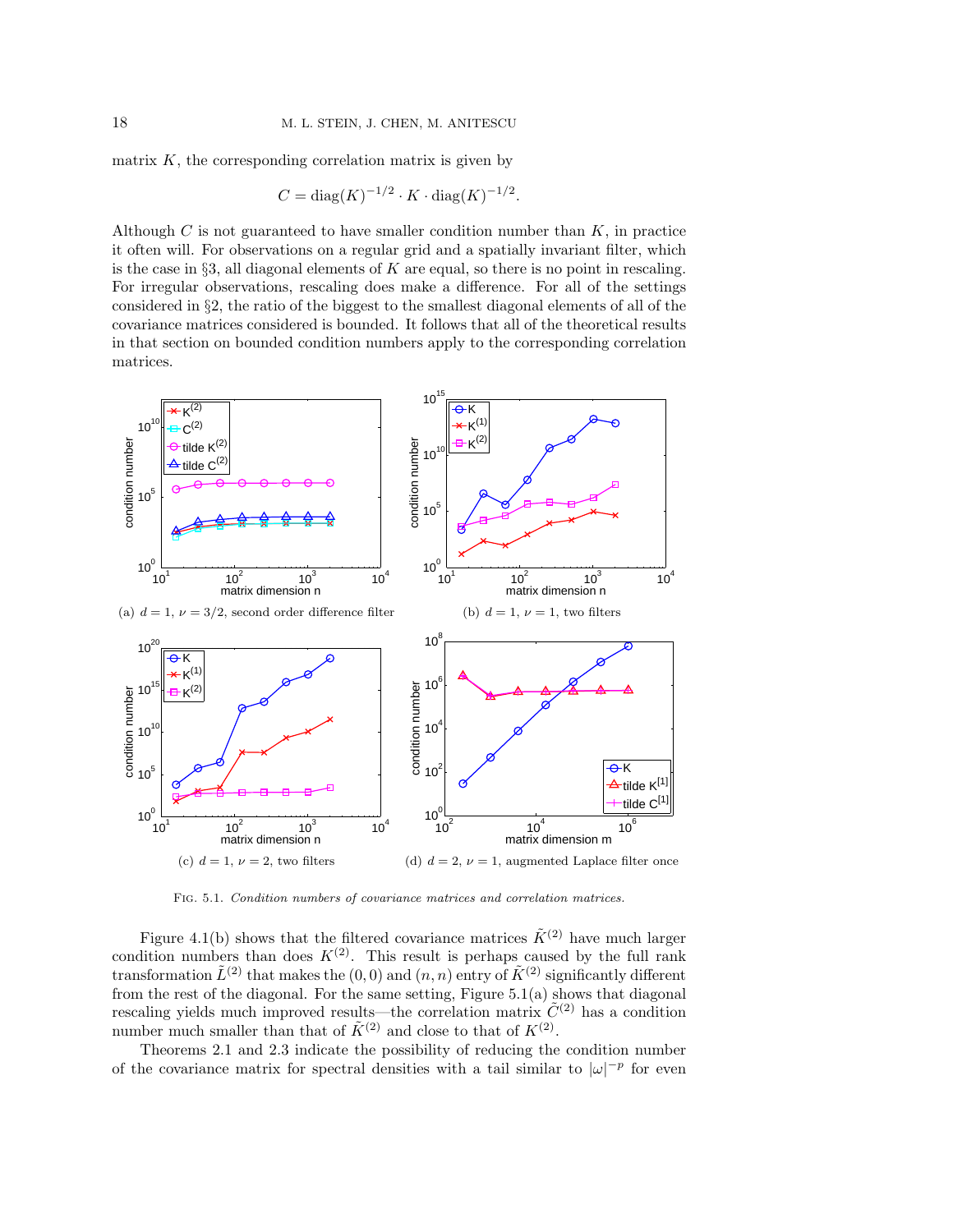matrix $K$, the corresponding correlation matrix is given by

$$C = \text{diag}(K)^{-1/2} \cdot K \cdot \text{diag}(K)^{-1/2}.$$

Although $C$ is not guaranteed to have smaller condition number than $K$, in practice it often will. For observations on a regular grid and a spatially invariant filter, which is the case in §3, all diagonal elements of $K$ are equal, so there is no point in rescaling. For irregular observations, rescaling does make a difference. For all of the settings considered in §2, the ratio of the biggest to the smallest diagonal elements of all of the covariance matrices considered is bounded. It follows that all of the theoretical results in that section on bounded condition numbers apply to the corresponding correlation matrices.

(a) $d = 1$, $\nu = 3/2$, second order difference filter

(b) $d = 1$, $\nu = 1$, two filters

(c) $d = 1$, $\nu = 2$, two filters

(d) $d = 2$, $\nu = 1$, augmented Laplace filter once

Fig. 5.1. *Condition numbers of covariance matrices and correlation matrices.*

Figure 4.1(b) shows that the filtered covariance matrices $\tilde{K}^{(2)}$ have much larger condition numbers than does $K^{(2)}$. This result is perhaps caused by the full rank transformation $\tilde{L}^{(2)}$ that makes the $(0, 0)$ and $(n, n)$ entry of $\tilde{K}^{(2)}$ significantly different from the rest of the diagonal. For the same setting, Figure 5.1(a) shows that diagonal rescaling yields much improved results—the correlation matrix $\tilde{C}^{(2)}$ has a condition number much smaller than that of $\tilde{K}^{(2)}$ and close to that of $K^{(2)}$.

Theorems 2.1 and 2.3 indicate the possibility of reducing the condition number of the covariance matrix for spectral densities with a tail similar to $|\omega|^{-p}$ for even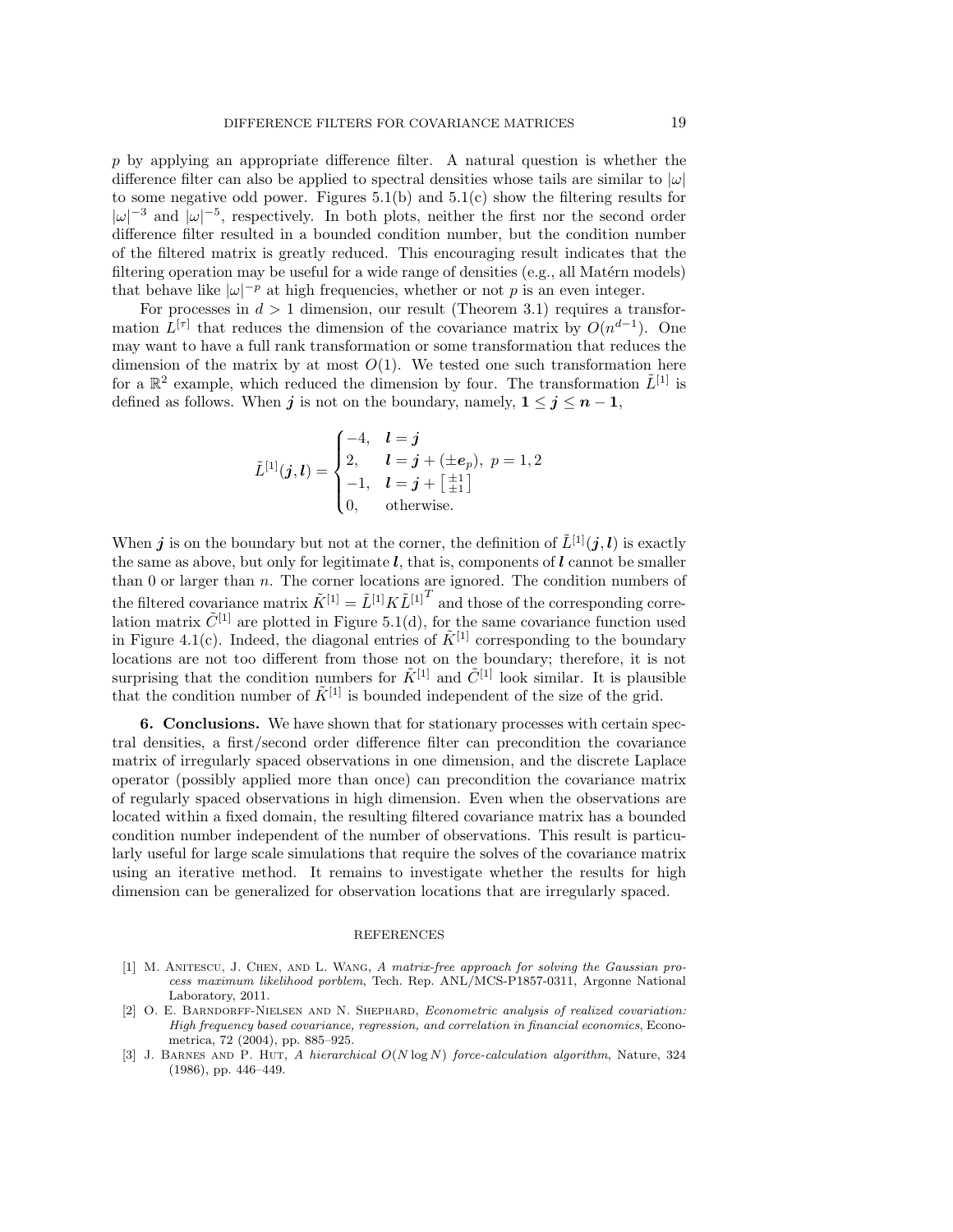$p$ by applying an appropriate difference filter. A natural question is whether the difference filter can also be applied to spectral densities whose tails are similar to $|\omega|$ to some negative odd power. Figures 5.1(b) and 5.1(c) show the filtering results for $|\omega|^{-3}$ and $|\omega|^{-5}$, respectively. In both plots, neither the first nor the second order difference filter resulted in a bounded condition number, but the condition number of the filtered matrix is greatly reduced. This encouraging result indicates that the filtering operation may be useful for a wide range of densities (e.g., all Matérn models) that behave like $|\omega|^{-p}$ at high frequencies, whether or not $p$ is an even integer.

For processes in $d > 1$ dimension, our result (Theorem 3.1) requires a transformation $L^{[\tau]}$ that reduces the dimension of the covariance matrix by $O(n^{d-1})$. One may want to have a full rank transformation or some transformation that reduces the dimension of the matrix by at most $O(1)$. We tested one such transformation here for a $\mathbb{R}^2$ example, which reduced the dimension by four. The transformation $\tilde{L}^{[1]}$ is defined as follows. When $\boldsymbol{j}$ is not on the boundary, namely, $\boldsymbol{1} \le \boldsymbol{j} \le \boldsymbol{n} - \boldsymbol{1}$,

$$\tilde{L}^{[1]}(\boldsymbol{j}, \boldsymbol{l}) = \begin{cases} -4, & \boldsymbol{l} = \boldsymbol{j} \\ 2, & \boldsymbol{l} = \boldsymbol{j} + (\pm \boldsymbol{e}_p), \ p = 1, 2 \\ -1, & \boldsymbol{l} = \boldsymbol{j} + \left[\begin{smallmatrix} \pm 1 \\ \pm 1 \end{smallmatrix}\right] \\ 0, & \text{otherwise.} \end{cases}$$

When $\boldsymbol{j}$ is on the boundary but not at the corner, the definition of $\tilde{L}^{[1]}(\boldsymbol{j}, \boldsymbol{l})$ is exactly the same as above, but only for legitimate $\boldsymbol{l}$, that is, components of $\boldsymbol{l}$ cannot be smaller than 0 or larger than $n$. The corner locations are ignored. The condition numbers of the filtered covariance matrix $\tilde{K}^{[1]} = \tilde{L}^{[1]} K \tilde{L}^{[1]^T}$ and those of the corresponding correlation matrix $\tilde{C}^{[1]}$ are plotted in Figure 5.1(d), for the same covariance function used in Figure 4.1(c). Indeed, the diagonal entries of $\tilde{K}^{[1]}$ corresponding to the boundary locations are not too different from those not on the boundary; therefore, it is not surprising that the condition numbers for $\tilde{K}^{[1]}$ and $\tilde{C}^{[1]}$ look similar. It is plausible that the condition number of $\tilde{K}^{[1]}$ is bounded independent of the size of the grid.

**6. Conclusions.** We have shown that for stationary processes with certain spectral densities, a first/second order difference filter can precondition the covariance matrix of irregularly spaced observations in one dimension, and the discrete Laplace operator (possibly applied more than once) can precondition the covariance matrix of regularly spaced observations in high dimension. Even when the observations are located within a fixed domain, the resulting filtered covariance matrix has a bounded condition number independent of the number of observations. This result is particularly useful for large scale simulations that require the solves of the covariance matrix using an iterative method. It remains to investigate whether the results for high dimension can be generalized for observation locations that are irregularly spaced.

## REFERENCES

[1] M. Anitescu, J. Chen, and L. Wang, *A matrix-free approach for solving the Gaussian process maximum likelihood porblem*, Tech. Rep. ANL/MCS-P1857-0311, Argonne National Laboratory, 2011.

[2] O. E. Barndorff-Nielsen and N. Shephard, *Econometric analysis of realized covariation: High frequency based covariance, regression, and correlation in financial economics*, Econometrica, 72 (2004), pp. 885–925.

[3] J. Barnes and P. Hut, *A hierarchical $O(N \log N)$ force-calculation algorithm*, Nature, 324 (1986), pp. 446–449.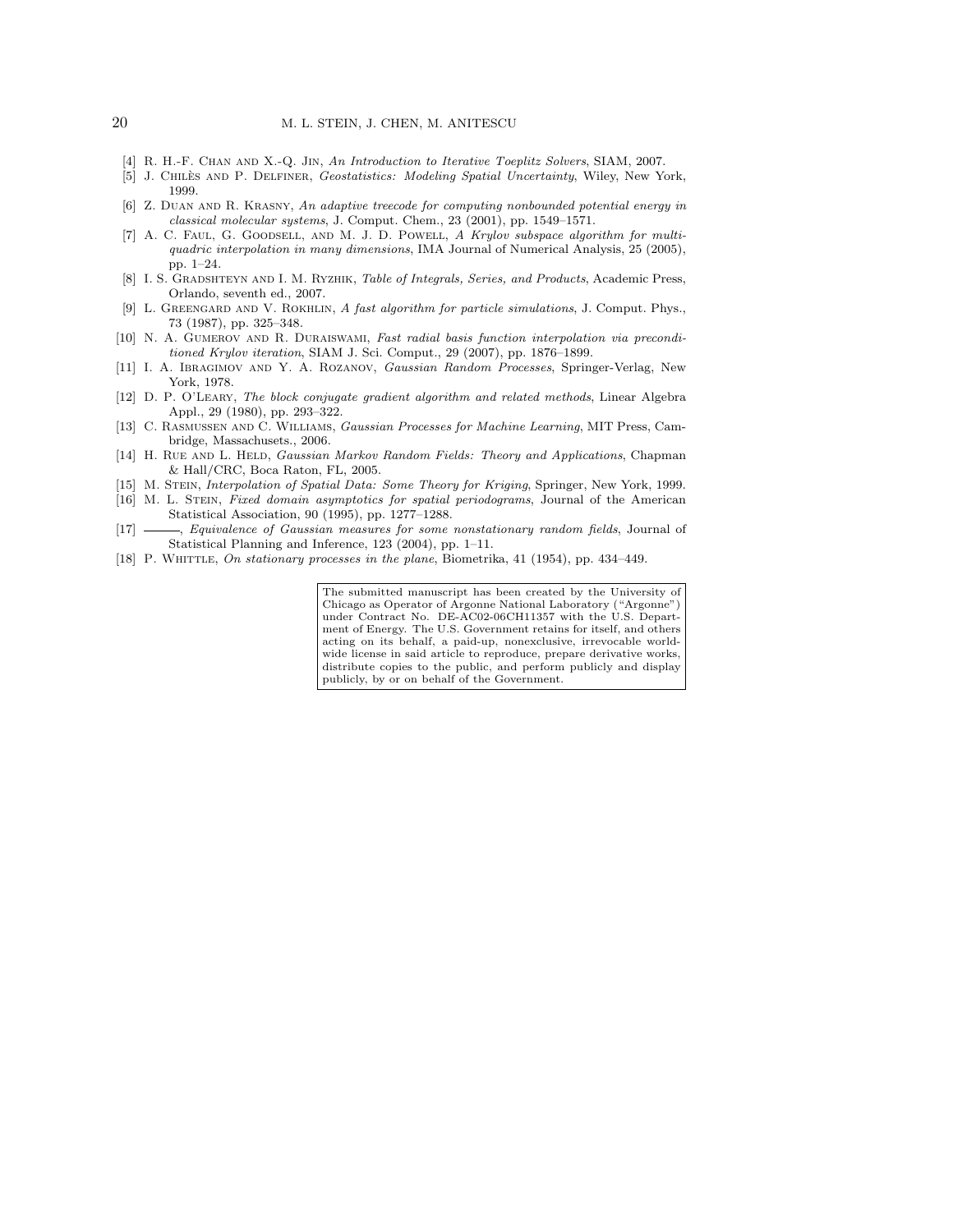[4] R. H.-F. Chan and X.-Q. Jin, *An Introduction to Iterative Toeplitz Solvers*, SIAM, 2007.

[5] J. Chilès and P. Delfiner, *Geostatistics: Modeling Spatial Uncertainty*, Wiley, New York, 1999.

[6] Z. Duan and R. Krasny, *An adaptive treecode for computing nonbounded potential energy in classical molecular systems*, J. Comput. Chem., 23 (2001), pp. 1549–1571.

[7] A. C. Faul, G. Goodsell, and M. J. D. Powell, *A Krylov subspace algorithm for multiquadric interpolation in many dimensions*, IMA Journal of Numerical Analysis, 25 (2005), pp. 1–24.

[8] I. S. Gradshteyn and I. M. Ryzhik, *Table of Integrals, Series, and Products*, Academic Press, Orlando, seventh ed., 2007.

[9] L. Greengard and V. Rokhlin, *A fast algorithm for particle simulations*, J. Comput. Phys., 73 (1987), pp. 325–348.

[10] N. A. Gumerov and R. Duraiswami, *Fast radial basis function interpolation via preconditioned Krylov iteration*, SIAM J. Sci. Comput., 29 (2007), pp. 1876–1899.

[11] I. A. Ibragimov and Y. A. Rozanov, *Gaussian Random Processes*, Springer-Verlag, New York, 1978.

[12] D. P. O'Leary, *The block conjugate gradient algorithm and related methods*, Linear Algebra Appl., 29 (1980), pp. 293–322.

[13] C. Rasmussen and C. Williams, *Gaussian Processes for Machine Learning*, MIT Press, Cambridge, Massachusets., 2006.

[14] H. Rue and L. Held, *Gaussian Markov Random Fields: Theory and Applications*, Chapman & Hall/CRC, Boca Raton, FL, 2005.

[15] M. Stein, *Interpolation of Spatial Data: Some Theory for Kriging*, Springer, New York, 1999.

[16] M. L. Stein, *Fixed domain asymptotics for spatial periodograms*, Journal of the American Statistical Association, 90 (1995), pp. 1277–1288.

[17] ———, *Equivalence of Gaussian measures for some nonstationary random fields*, Journal of Statistical Planning and Inference, 123 (2004), pp. 1–11.

[18] P. Whittle, *On stationary processes in the plane*, Biometrika, 41 (1954), pp. 434–449.

The submitted manuscript has been created by the University of Chicago as Operator of Argonne National Laboratory ("Argonne") under Contract No. DE-AC02-06CH11357 with the U.S. Department of Energy. The U.S. Government retains for itself, and others acting on its behalf, a paid-up, nonexclusive, irrevocable worldwide license in said article to reproduce, prepare derivative works, distribute copies to the public, and perform publicly and display publicly, by or on behalf of the Government.